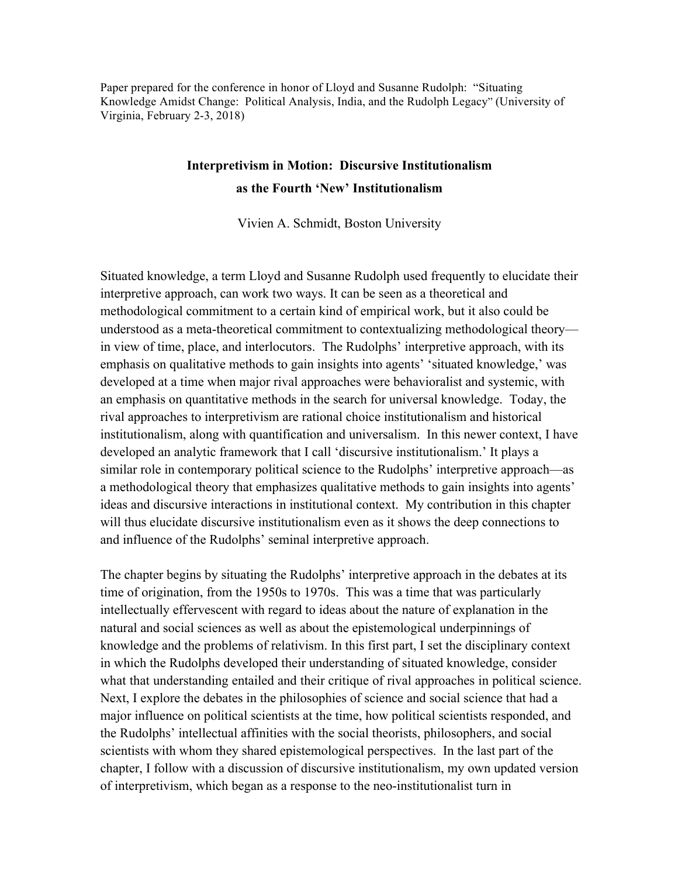Paper prepared for the conference in honor of Lloyd and Susanne Rudolph: "Situating Knowledge Amidst Change: Political Analysis, India, and the Rudolph Legacy" (University of Virginia, February 2-3, 2018)

# Interpretivism in Motion: Discursive Institutionalism as the Fourth 'New' Institutionalism

Vivien A. Schmidt, Boston University

Situated knowledge, a term Lloyd and Susanne Rudolph used frequently to elucidate their interpretive approach, can work two ways. It can be seen as a theoretical and methodological commitment to a certain kind of empirical work, but it also could be understood as a meta-theoretical commitment to contextualizing methodological theory—in view of time, place, and interlocutors. The Rudolphs' interpretive approach, with its emphasis on qualitative methods to gain insights into agents' 'situated knowledge,' was developed at a time when major rival approaches were behavioralist and systemic, with an emphasis on quantitative methods in the search for universal knowledge. Today, the rival approaches to interpretivism are rational choice institutionalism and historical institutionalism, along with quantification and universalism. In this newer context, I have developed an analytic framework that I call 'discursive institutionalism.' It plays a similar role in contemporary political science to the Rudolphs' interpretive approach—as a methodological theory that emphasizes qualitative methods to gain insights into agents' ideas and discursive interactions in institutional context. My contribution in this chapter will thus elucidate discursive institutionalism even as it shows the deep connections to and influence of the Rudolphs' seminal interpretive approach.

The chapter begins by situating the Rudolphs' interpretive approach in the debates at its time of origination, from the 1950s to 1970s. This was a time that was particularly intellectually effervescent with regard to ideas about the nature of explanation in the natural and social sciences as well as about the epistemological underpinnings of knowledge and the problems of relativism. In this first part, I set the disciplinary context in which the Rudolphs developed their understanding of situated knowledge, consider what that understanding entailed and their critique of rival approaches in political science. Next, I explore the debates in the philosophies of science and social science that had a major influence on political scientists at the time, how political scientists responded, and the Rudolphs' intellectual affinities with the social theorists, philosophers, and social scientists with whom they shared epistemological perspectives. In the last part of the chapter, I follow with a discussion of discursive institutionalism, my own updated version of interpretivism, which began as a response to the neo-institutionalist turn in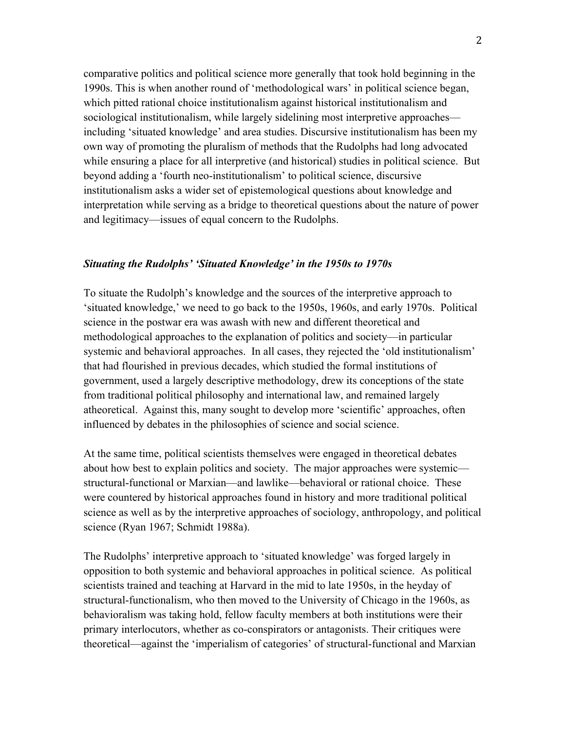comparative politics and political science more generally that took hold beginning in the 1990s. This is when another round of 'methodological wars' in political science began, which pitted rational choice institutionalism against historical institutionalism and sociological institutionalism, while largely sidelining most interpretive approaches—including 'situated knowledge' and area studies. Discursive institutionalism has been my own way of promoting the pluralism of methods that the Rudolphs had long advocated while ensuring a place for all interpretive (and historical) studies in political science. But beyond adding a 'fourth neo-institutionalism' to political science, discursive institutionalism asks a wider set of epistemological questions about knowledge and interpretation while serving as a bridge to theoretical questions about the nature of power and legitimacy—issues of equal concern to the Rudolphs.

### *Situating the Rudolphs' 'Situated Knowledge' in the 1950s to 1970s*

To situate the Rudolph's knowledge and the sources of the interpretive approach to 'situated knowledge,' we need to go back to the 1950s, 1960s, and early 1970s. Political science in the postwar era was awash with new and different theoretical and methodological approaches to the explanation of politics and society—in particular systemic and behavioral approaches. In all cases, they rejected the 'old institutionalism' that had flourished in previous decades, which studied the formal institutions of government, used a largely descriptive methodology, drew its conceptions of the state from traditional political philosophy and international law, and remained largely atheoretical. Against this, many sought to develop more 'scientific' approaches, often influenced by debates in the philosophies of science and social science.

At the same time, political scientists themselves were engaged in theoretical debates about how best to explain politics and society. The major approaches were systemic—structural-functional or Marxian—and lawlike—behavioral or rational choice. These were countered by historical approaches found in history and more traditional political science as well as by the interpretive approaches of sociology, anthropology, and political science (Ryan 1967; Schmidt 1988a).

The Rudolphs' interpretive approach to 'situated knowledge' was forged largely in opposition to both systemic and behavioral approaches in political science. As political scientists trained and teaching at Harvard in the mid to late 1950s, in the heyday of structural-functionalism, who then moved to the University of Chicago in the 1960s, as behavioralism was taking hold, fellow faculty members at both institutions were their primary interlocutors, whether as co-conspirators or antagonists. Their critiques were theoretical—against the 'imperialism of categories' of structural-functional and Marxian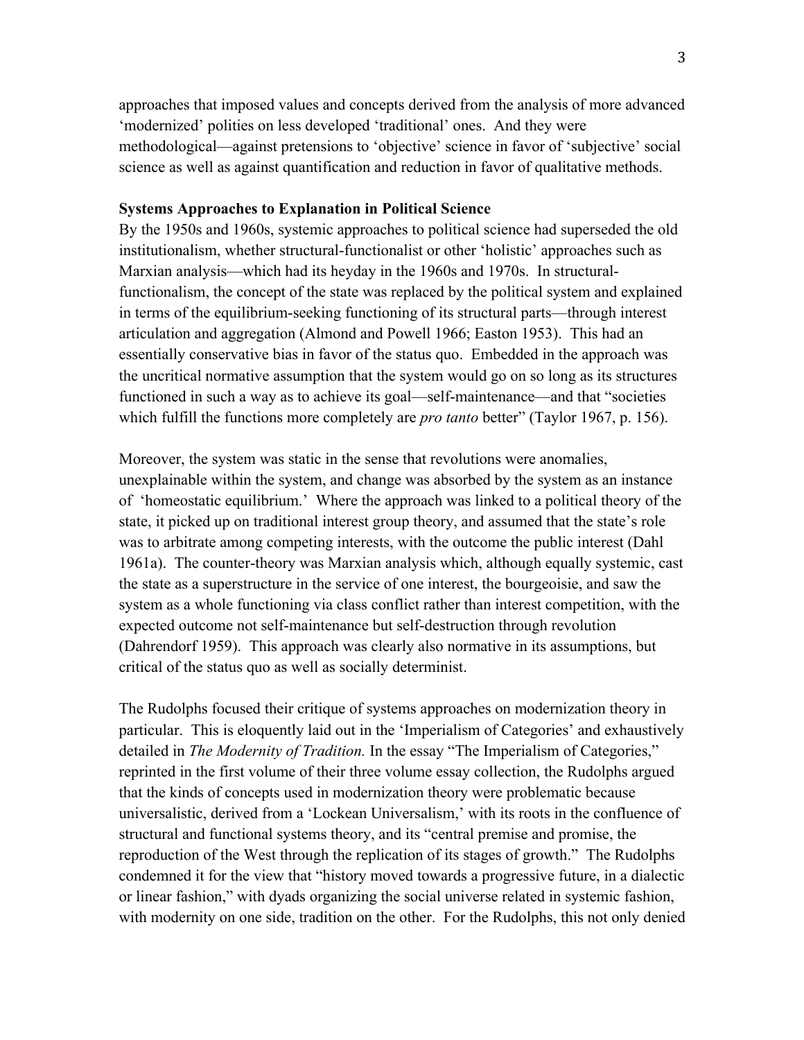approaches that imposed values and concepts derived from the analysis of more advanced 'modernized' polities on less developed 'traditional' ones. And they were methodological—against pretensions to 'objective' science in favor of 'subjective' social science as well as against quantification and reduction in favor of qualitative methods.

**Systems Approaches to Explanation in Political Science**

By the 1950s and 1960s, systemic approaches to political science had superseded the old institutionalism, whether structural-functionalist or other 'holistic' approaches such as Marxian analysis—which had its heyday in the 1960s and 1970s. In structural-functionalism, the concept of the state was replaced by the political system and explained in terms of the equilibrium-seeking functioning of its structural parts—through interest articulation and aggregation (Almond and Powell 1966; Easton 1953). This had an essentially conservative bias in favor of the status quo. Embedded in the approach was the uncritical normative assumption that the system would go on so long as its structures functioned in such a way as to achieve its goal—self-maintenance—and that "societies which fulfill the functions more completely are *pro tanto* better" (Taylor 1967, p. 156).

Moreover, the system was static in the sense that revolutions were anomalies, unexplainable within the system, and change was absorbed by the system as an instance of 'homeostatic equilibrium.' Where the approach was linked to a political theory of the state, it picked up on traditional interest group theory, and assumed that the state's role was to arbitrate among competing interests, with the outcome the public interest (Dahl 1961a). The counter-theory was Marxian analysis which, although equally systemic, cast the state as a superstructure in the service of one interest, the bourgeoisie, and saw the system as a whole functioning via class conflict rather than interest competition, with the expected outcome not self-maintenance but self-destruction through revolution (Dahrendorf 1959). This approach was clearly also normative in its assumptions, but critical of the status quo as well as socially determinist.

The Rudolphs focused their critique of systems approaches on modernization theory in particular. This is eloquently laid out in the 'Imperialism of Categories' and exhaustively detailed in *The Modernity of Tradition.* In the essay "The Imperialism of Categories," reprinted in the first volume of their three volume essay collection, the Rudolphs argued that the kinds of concepts used in modernization theory were problematic because universalistic, derived from a 'Lockean Universalism,' with its roots in the confluence of structural and functional systems theory, and its "central premise and promise, the reproduction of the West through the replication of its stages of growth." The Rudolphs condemned it for the view that "history moved towards a progressive future, in a dialectic or linear fashion," with dyads organizing the social universe related in systemic fashion, with modernity on one side, tradition on the other. For the Rudolphs, this not only denied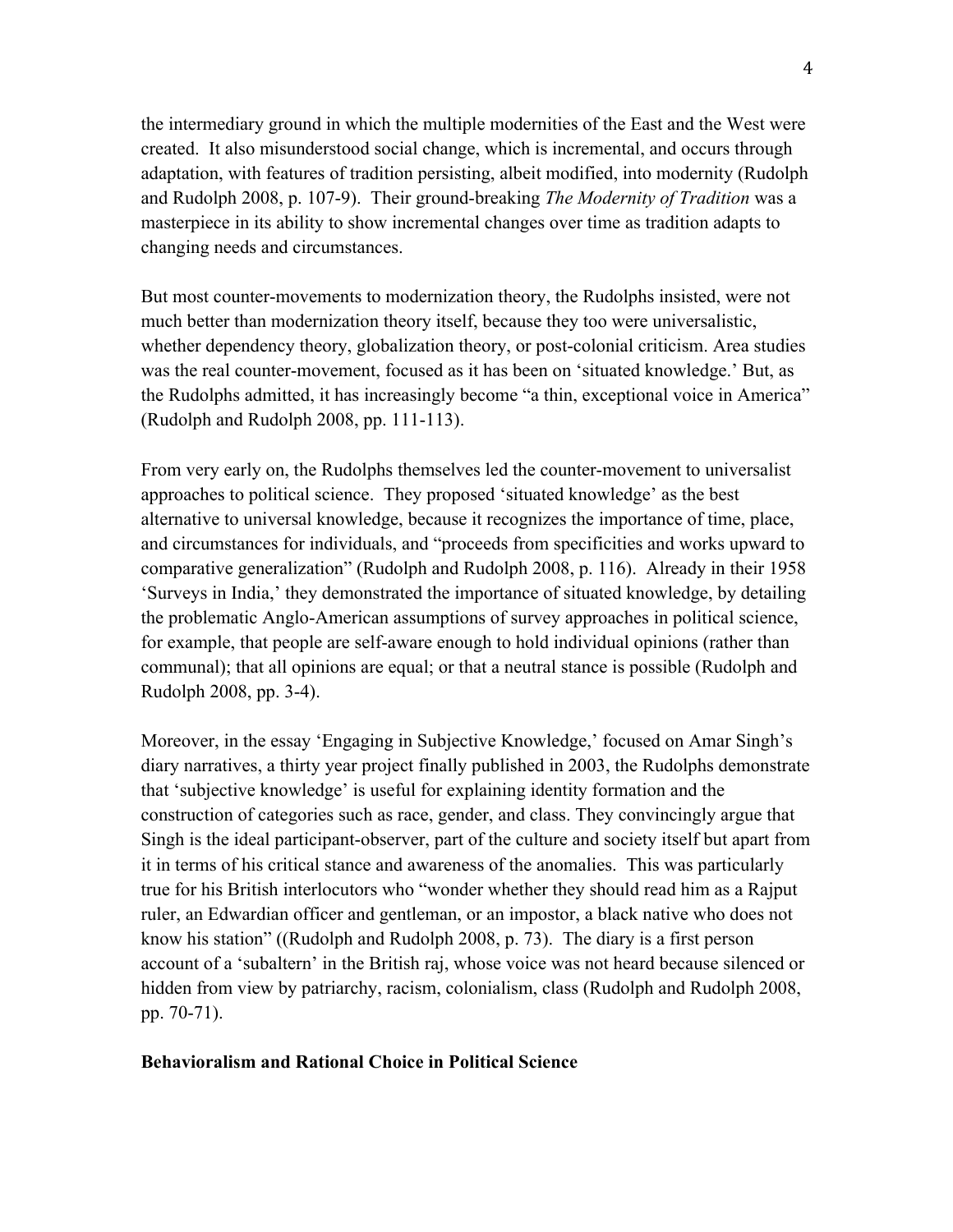the intermediary ground in which the multiple modernities of the East and the West were created. It also misunderstood social change, which is incremental, and occurs through adaptation, with features of tradition persisting, albeit modified, into modernity (Rudolph and Rudolph 2008, p. 107-9). Their ground-breaking *The Modernity of Tradition* was a masterpiece in its ability to show incremental changes over time as tradition adapts to changing needs and circumstances.

But most counter-movements to modernization theory, the Rudolphs insisted, were not much better than modernization theory itself, because they too were universalistic, whether dependency theory, globalization theory, or post-colonial criticism. Area studies was the real counter-movement, focused as it has been on 'situated knowledge.' But, as the Rudolphs admitted, it has increasingly become "a thin, exceptional voice in America" (Rudolph and Rudolph 2008, pp. 111-113).

From very early on, the Rudolphs themselves led the counter-movement to universalist approaches to political science. They proposed 'situated knowledge' as the best alternative to universal knowledge, because it recognizes the importance of time, place, and circumstances for individuals, and "proceeds from specificities and works upward to comparative generalization" (Rudolph and Rudolph 2008, p. 116). Already in their 1958 'Surveys in India,' they demonstrated the importance of situated knowledge, by detailing the problematic Anglo-American assumptions of survey approaches in political science, for example, that people are self-aware enough to hold individual opinions (rather than communal); that all opinions are equal; or that a neutral stance is possible (Rudolph and Rudolph 2008, pp. 3-4).

Moreover, in the essay 'Engaging in Subjective Knowledge,' focused on Amar Singh's diary narratives, a thirty year project finally published in 2003, the Rudolphs demonstrate that 'subjective knowledge' is useful for explaining identity formation and the construction of categories such as race, gender, and class. They convincingly argue that Singh is the ideal participant-observer, part of the culture and society itself but apart from it in terms of his critical stance and awareness of the anomalies. This was particularly true for his British interlocutors who "wonder whether they should read him as a Rajput ruler, an Edwardian officer and gentleman, or an impostor, a black native who does not know his station" ((Rudolph and Rudolph 2008, p. 73). The diary is a first person account of a 'subaltern' in the British raj, whose voice was not heard because silenced or hidden from view by patriarchy, racism, colonialism, class (Rudolph and Rudolph 2008, pp. 70-71).

**Behavioralism and Rational Choice in Political Science**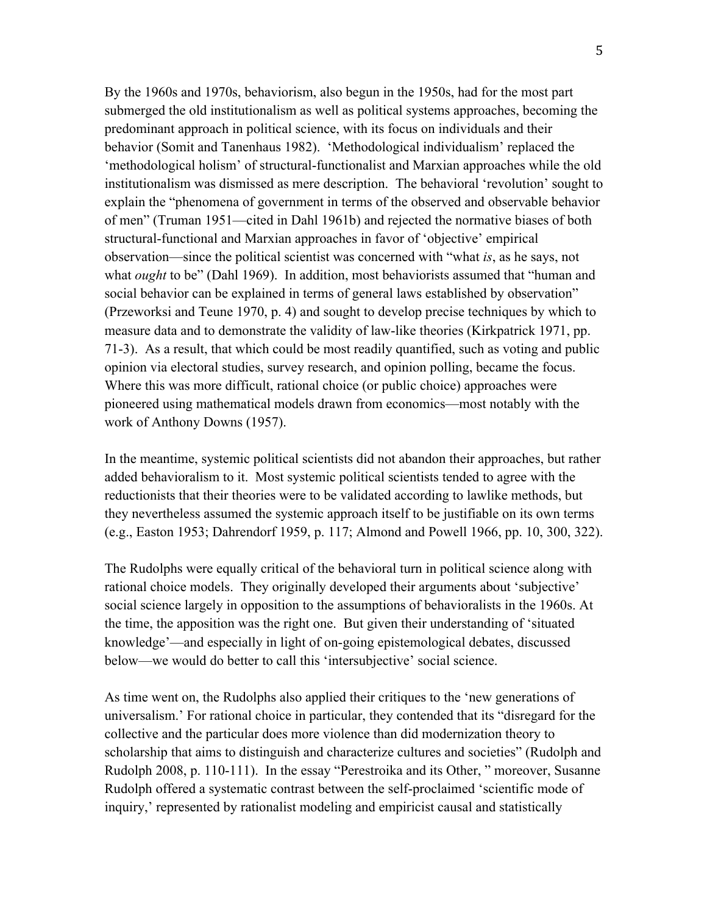By the 1960s and 1970s, behaviorism, also begun in the 1950s, had for the most part submerged the old institutionalism as well as political systems approaches, becoming the predominant approach in political science, with its focus on individuals and their behavior (Somit and Tanenhaus 1982). 'Methodological individualism' replaced the 'methodological holism' of structural-functionalist and Marxian approaches while the old institutionalism was dismissed as mere description. The behavioral 'revolution' sought to explain the "phenomena of government in terms of the observed and observable behavior of men" (Truman 1951—cited in Dahl 1961b) and rejected the normative biases of both structural-functional and Marxian approaches in favor of 'objective' empirical observation—since the political scientist was concerned with "what *is*, as he says, not what *ought* to be" (Dahl 1969). In addition, most behaviorists assumed that "human and social behavior can be explained in terms of general laws established by observation" (Przeworksi and Teune 1970, p. 4) and sought to develop precise techniques by which to measure data and to demonstrate the validity of law-like theories (Kirkpatrick 1971, pp. 71-3). As a result, that which could be most readily quantified, such as voting and public opinion via electoral studies, survey research, and opinion polling, became the focus. Where this was more difficult, rational choice (or public choice) approaches were pioneered using mathematical models drawn from economics—most notably with the work of Anthony Downs (1957).

In the meantime, systemic political scientists did not abandon their approaches, but rather added behavioralism to it. Most systemic political scientists tended to agree with the reductionists that their theories were to be validated according to lawlike methods, but they nevertheless assumed the systemic approach itself to be justifiable on its own terms (e.g., Easton 1953; Dahrendorf 1959, p. 117; Almond and Powell 1966, pp. 10, 300, 322).

The Rudolphs were equally critical of the behavioral turn in political science along with rational choice models. They originally developed their arguments about 'subjective' social science largely in opposition to the assumptions of behavioralists in the 1960s. At the time, the apposition was the right one. But given their understanding of 'situated knowledge'—and especially in light of on-going epistemological debates, discussed below—we would do better to call this 'intersubjective' social science.

As time went on, the Rudolphs also applied their critiques to the 'new generations of universalism.' For rational choice in particular, they contended that its "disregard for the collective and the particular does more violence than did modernization theory to scholarship that aims to distinguish and characterize cultures and societies" (Rudolph and Rudolph 2008, p. 110-111). In the essay "Perestroika and its Other, " moreover, Susanne Rudolph offered a systematic contrast between the self-proclaimed 'scientific mode of inquiry,' represented by rationalist modeling and empiricist causal and statistically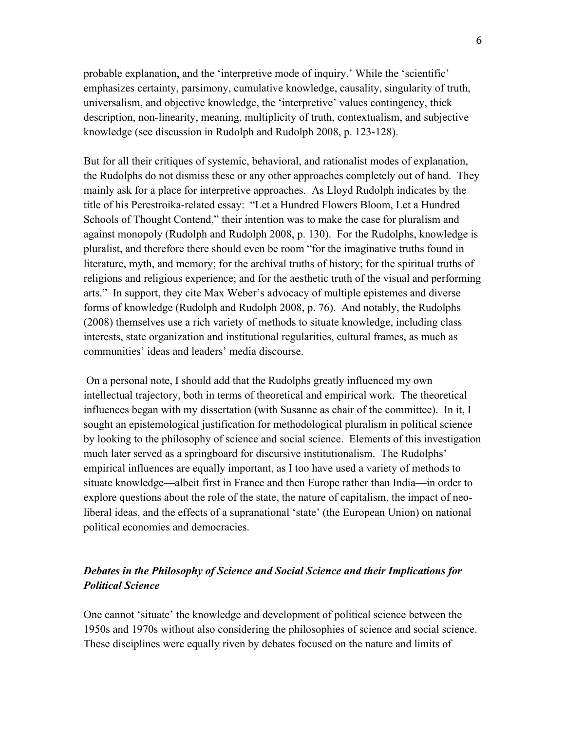probable explanation, and the 'interpretive mode of inquiry.' While the 'scientific' emphasizes certainty, parsimony, cumulative knowledge, causality, singularity of truth, universalism, and objective knowledge, the 'interpretive' values contingency, thick description, non-linearity, meaning, multiplicity of truth, contextualism, and subjective knowledge (see discussion in Rudolph and Rudolph 2008, p. 123-128).

But for all their critiques of systemic, behavioral, and rationalist modes of explanation, the Rudolphs do not dismiss these or any other approaches completely out of hand. They mainly ask for a place for interpretive approaches. As Lloyd Rudolph indicates by the title of his Perestroika-related essay: "Let a Hundred Flowers Bloom, Let a Hundred Schools of Thought Contend," their intention was to make the case for pluralism and against monopoly (Rudolph and Rudolph 2008, p. 130). For the Rudolphs, knowledge is pluralist, and therefore there should even be room "for the imaginative truths found in literature, myth, and memory; for the archival truths of history; for the spiritual truths of religions and religious experience; and for the aesthetic truth of the visual and performing arts." In support, they cite Max Weber's advocacy of multiple epistemes and diverse forms of knowledge (Rudolph and Rudolph 2008, p. 76). And notably, the Rudolphs (2008) themselves use a rich variety of methods to situate knowledge, including class interests, state organization and institutional regularities, cultural frames, as much as communities' ideas and leaders' media discourse.

On a personal note, I should add that the Rudolphs greatly influenced my own intellectual trajectory, both in terms of theoretical and empirical work. The theoretical influences began with my dissertation (with Susanne as chair of the committee). In it, I sought an epistemological justification for methodological pluralism in political science by looking to the philosophy of science and social science. Elements of this investigation much later served as a springboard for discursive institutionalism. The Rudolphs' empirical influences are equally important, as I too have used a variety of methods to situate knowledge—albeit first in France and then Europe rather than India—in order to explore questions about the role of the state, the nature of capitalism, the impact of neo-liberal ideas, and the effects of a supranational 'state' (the European Union) on national political economies and democracies.

### ***Debates in the Philosophy of Science and Social Science and their Implications for Political Science***

One cannot 'situate' the knowledge and development of political science between the 1950s and 1970s without also considering the philosophies of science and social science. These disciplines were equally riven by debates focused on the nature and limits of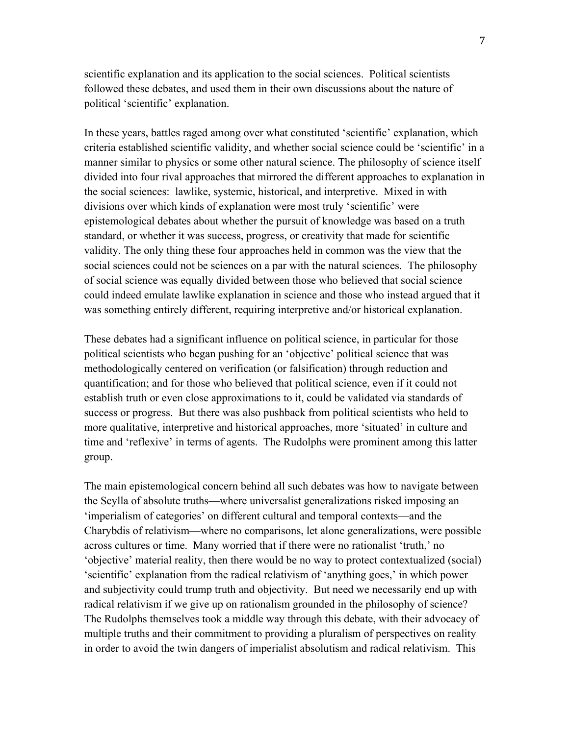scientific explanation and its application to the social sciences. Political scientists followed these debates, and used them in their own discussions about the nature of political 'scientific' explanation.

In these years, battles raged among over what constituted 'scientific' explanation, which criteria established scientific validity, and whether social science could be 'scientific' in a manner similar to physics or some other natural science. The philosophy of science itself divided into four rival approaches that mirrored the different approaches to explanation in the social sciences: lawlike, systemic, historical, and interpretive. Mixed in with divisions over which kinds of explanation were most truly 'scientific' were epistemological debates about whether the pursuit of knowledge was based on a truth standard, or whether it was success, progress, or creativity that made for scientific validity. The only thing these four approaches held in common was the view that the social sciences could not be sciences on a par with the natural sciences. The philosophy of social science was equally divided between those who believed that social science could indeed emulate lawlike explanation in science and those who instead argued that it was something entirely different, requiring interpretive and/or historical explanation.

These debates had a significant influence on political science, in particular for those political scientists who began pushing for an 'objective' political science that was methodologically centered on verification (or falsification) through reduction and quantification; and for those who believed that political science, even if it could not establish truth or even close approximations to it, could be validated via standards of success or progress. But there was also pushback from political scientists who held to more qualitative, interpretive and historical approaches, more 'situated' in culture and time and 'reflexive' in terms of agents. The Rudolphs were prominent among this latter group.

The main epistemological concern behind all such debates was how to navigate between the Scylla of absolute truths—where universalist generalizations risked imposing an 'imperialism of categories' on different cultural and temporal contexts—and the Charybdis of relativism—where no comparisons, let alone generalizations, were possible across cultures or time. Many worried that if there were no rationalist 'truth,' no 'objective' material reality, then there would be no way to protect contextualized (social) 'scientific' explanation from the radical relativism of 'anything goes,' in which power and subjectivity could trump truth and objectivity. But need we necessarily end up with radical relativism if we give up on rationalism grounded in the philosophy of science? The Rudolphs themselves took a middle way through this debate, with their advocacy of multiple truths and their commitment to providing a pluralism of perspectives on reality in order to avoid the twin dangers of imperialist absolutism and radical relativism. This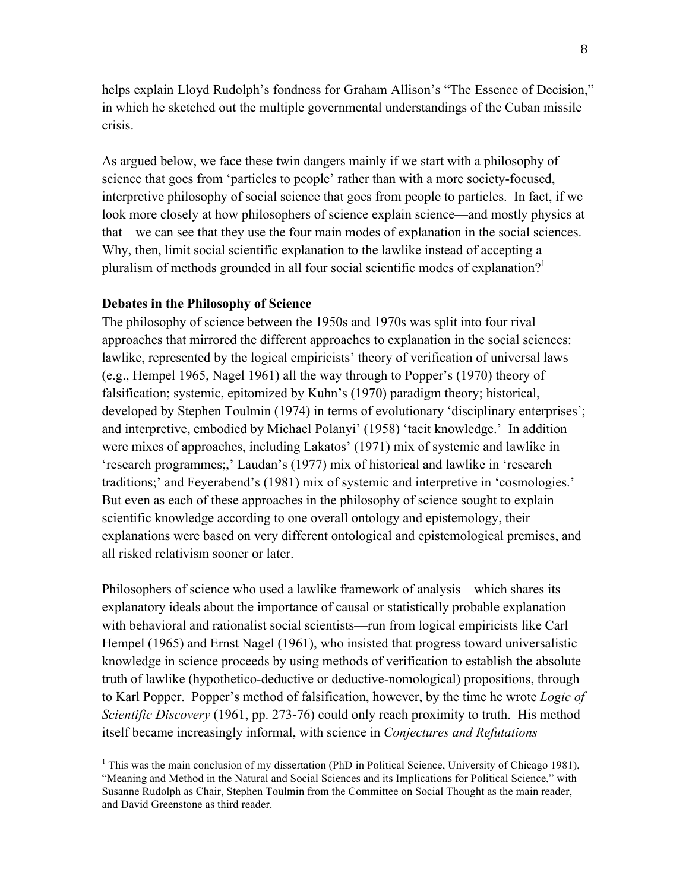helps explain Lloyd Rudolph's fondness for Graham Allison's "The Essence of Decision," in which he sketched out the multiple governmental understandings of the Cuban missile crisis.

As argued below, we face these twin dangers mainly if we start with a philosophy of science that goes from 'particles to people' rather than with a more society-focused, interpretive philosophy of social science that goes from people to particles. In fact, if we look more closely at how philosophers of science explain science—and mostly physics at that—we can see that they use the four main modes of explanation in the social sciences. Why, then, limit social scientific explanation to the lawlike instead of accepting a pluralism of methods grounded in all four social scientific modes of explanation?[1]

**Debates in the Philosophy of Science**

The philosophy of science between the 1950s and 1970s was split into four rival approaches that mirrored the different approaches to explanation in the social sciences: lawlike, represented by the logical empiricists' theory of verification of universal laws (e.g., Hempel 1965, Nagel 1961) all the way through to Popper's (1970) theory of falsification; systemic, epitomized by Kuhn's (1970) paradigm theory; historical, developed by Stephen Toulmin (1974) in terms of evolutionary 'disciplinary enterprises'; and interpretive, embodied by Michael Polanyi' (1958) 'tacit knowledge.' In addition were mixes of approaches, including Lakatos' (1971) mix of systemic and lawlike in 'research programmes;,' Laudan's (1977) mix of historical and lawlike in 'research traditions;' and Feyerabend's (1981) mix of systemic and interpretive in 'cosmologies.' But even as each of these approaches in the philosophy of science sought to explain scientific knowledge according to one overall ontology and epistemology, their explanations were based on very different ontological and epistemological premises, and all risked relativism sooner or later.

Philosophers of science who used a lawlike framework of analysis—which shares its explanatory ideals about the importance of causal or statistically probable explanation with behavioral and rationalist social scientists—run from logical empiricists like Carl Hempel (1965) and Ernst Nagel (1961), who insisted that progress toward universalistic knowledge in science proceeds by using methods of verification to establish the absolute truth of lawlike (hypothetico-deductive or deductive-nomological) propositions, through to Karl Popper. Popper's method of falsification, however, by the time he wrote *Logic of Scientific Discovery* (1961, pp. 273-76) could only reach proximity to truth. His method itself became increasingly informal, with science in *Conjectures and Refutations*

---

[1] This was the main conclusion of my dissertation (PhD in Political Science, University of Chicago 1981), "Meaning and Method in the Natural and Social Sciences and its Implications for Political Science," with Susanne Rudolph as Chair, Stephen Toulmin from the Committee on Social Thought as the main reader, and David Greenstone as third reader.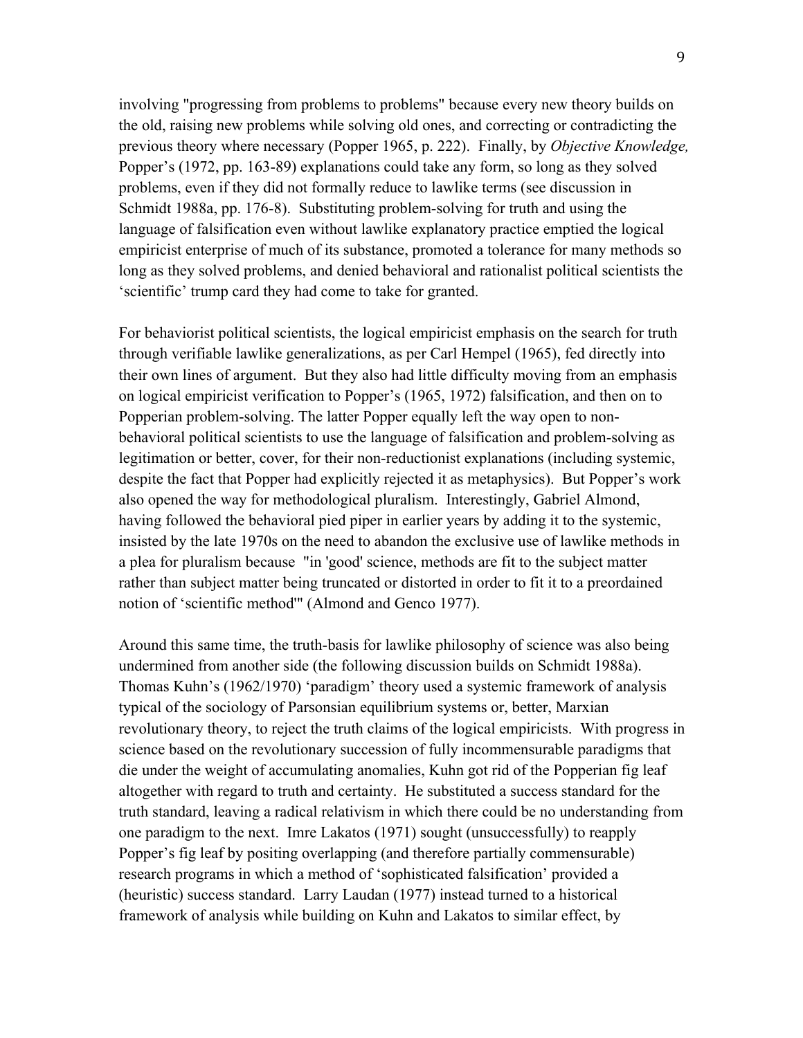involving "progressing from problems to problems" because every new theory builds on the old, raising new problems while solving old ones, and correcting or contradicting the previous theory where necessary (Popper 1965, p. 222). Finally, by *Objective Knowledge,* Popper's (1972, pp. 163-89) explanations could take any form, so long as they solved problems, even if they did not formally reduce to lawlike terms (see discussion in Schmidt 1988a, pp. 176-8). Substituting problem-solving for truth and using the language of falsification even without lawlike explanatory practice emptied the logical empiricist enterprise of much of its substance, promoted a tolerance for many methods so long as they solved problems, and denied behavioral and rationalist political scientists the 'scientific' trump card they had come to take for granted.

For behaviorist political scientists, the logical empiricist emphasis on the search for truth through verifiable lawlike generalizations, as per Carl Hempel (1965), fed directly into their own lines of argument. But they also had little difficulty moving from an emphasis on logical empiricist verification to Popper's (1965, 1972) falsification, and then on to Popperian problem-solving. The latter Popper equally left the way open to non-behavioral political scientists to use the language of falsification and problem-solving as legitimation or better, cover, for their non-reductionist explanations (including systemic, despite the fact that Popper had explicitly rejected it as metaphysics). But Popper's work also opened the way for methodological pluralism. Interestingly, Gabriel Almond, having followed the behavioral pied piper in earlier years by adding it to the systemic, insisted by the late 1970s on the need to abandon the exclusive use of lawlike methods in a plea for pluralism because "in 'good' science, methods are fit to the subject matter rather than subject matter being truncated or distorted in order to fit it to a preordained notion of 'scientific method'" (Almond and Genco 1977).

Around this same time, the truth-basis for lawlike philosophy of science was also being undermined from another side (the following discussion builds on Schmidt 1988a). Thomas Kuhn's (1962/1970) 'paradigm' theory used a systemic framework of analysis typical of the sociology of Parsonsian equilibrium systems or, better, Marxian revolutionary theory, to reject the truth claims of the logical empiricists. With progress in science based on the revolutionary succession of fully incommensurable paradigms that die under the weight of accumulating anomalies, Kuhn got rid of the Popperian fig leaf altogether with regard to truth and certainty. He substituted a success standard for the truth standard, leaving a radical relativism in which there could be no understanding from one paradigm to the next. Imre Lakatos (1971) sought (unsuccessfully) to reapply Popper's fig leaf by positing overlapping (and therefore partially commensurable) research programs in which a method of 'sophisticated falsification' provided a (heuristic) success standard. Larry Laudan (1977) instead turned to a historical framework of analysis while building on Kuhn and Lakatos to similar effect, by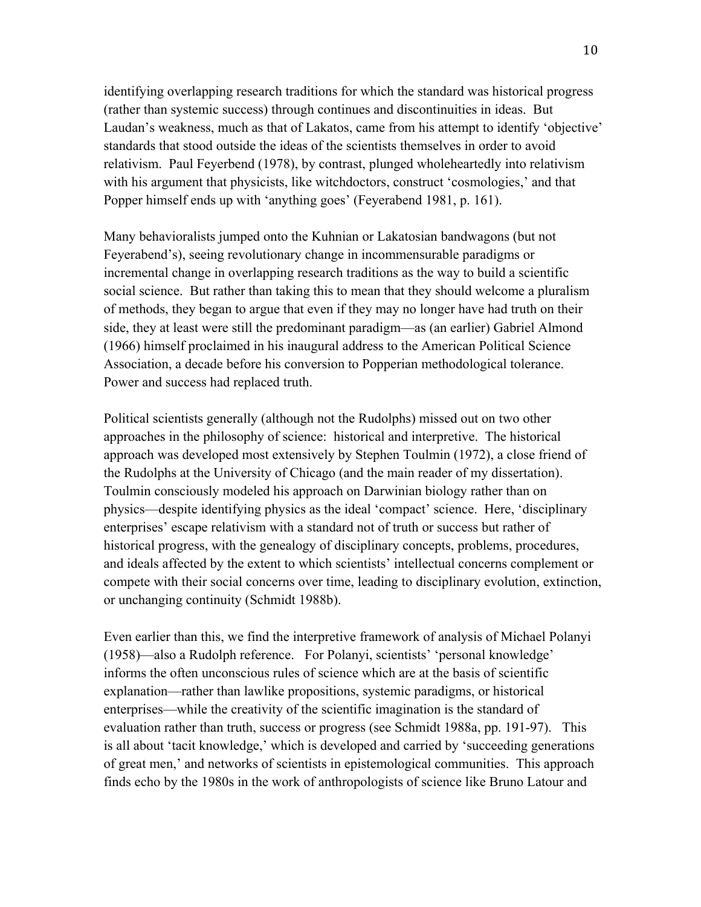identifying overlapping research traditions for which the standard was historical progress (rather than systemic success) through continues and discontinuities in ideas. But Laudan's weakness, much as that of Lakatos, came from his attempt to identify 'objective' standards that stood outside the ideas of the scientists themselves in order to avoid relativism. Paul Feyerbend (1978), by contrast, plunged wholeheartedly into relativism with his argument that physicists, like witchdoctors, construct 'cosmologies,' and that Popper himself ends up with 'anything goes' (Feyerabend 1981, p. 161).

Many behavioralists jumped onto the Kuhnian or Lakatosian bandwagons (but not Feyerabend's), seeing revolutionary change in incommensurable paradigms or incremental change in overlapping research traditions as the way to build a scientific social science. But rather than taking this to mean that they should welcome a pluralism of methods, they began to argue that even if they may no longer have had truth on their side, they at least were still the predominant paradigm—as (an earlier) Gabriel Almond (1966) himself proclaimed in his inaugural address to the American Political Science Association, a decade before his conversion to Popperian methodological tolerance. Power and success had replaced truth.

Political scientists generally (although not the Rudolphs) missed out on two other approaches in the philosophy of science: historical and interpretive. The historical approach was developed most extensively by Stephen Toulmin (1972), a close friend of the Rudolphs at the University of Chicago (and the main reader of my dissertation). Toulmin consciously modeled his approach on Darwinian biology rather than on physics—despite identifying physics as the ideal 'compact' science. Here, 'disciplinary enterprises' escape relativism with a standard not of truth or success but rather of historical progress, with the genealogy of disciplinary concepts, problems, procedures, and ideals affected by the extent to which scientists' intellectual concerns complement or compete with their social concerns over time, leading to disciplinary evolution, extinction, or unchanging continuity (Schmidt 1988b).

Even earlier than this, we find the interpretive framework of analysis of Michael Polanyi (1958)—also a Rudolph reference. For Polanyi, scientists' 'personal knowledge' informs the often unconscious rules of science which are at the basis of scientific explanation—rather than lawlike propositions, systemic paradigms, or historical enterprises—while the creativity of the scientific imagination is the standard of evaluation rather than truth, success or progress (see Schmidt 1988a, pp. 191-97). This is all about 'tacit knowledge,' which is developed and carried by 'succeeding generations of great men,' and networks of scientists in epistemological communities. This approach finds echo by the 1980s in the work of anthropologists of science like Bruno Latour and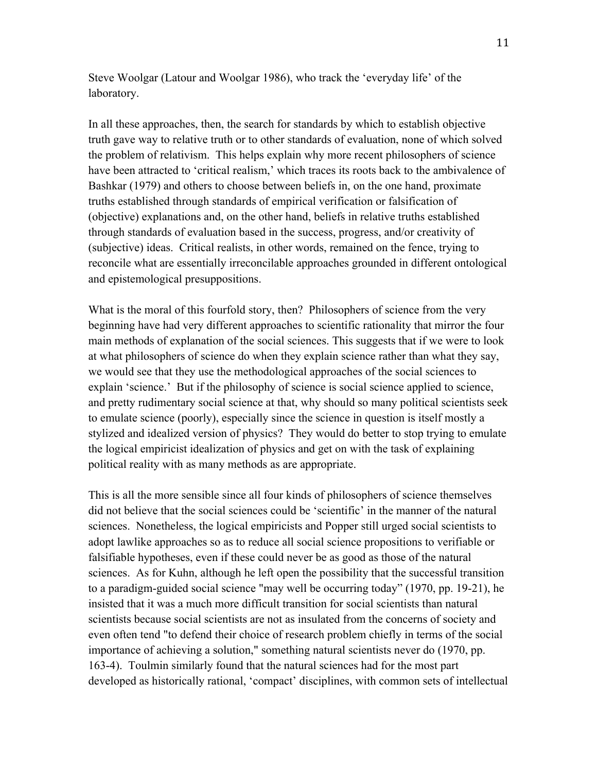Steve Woolgar (Latour and Woolgar 1986), who track the 'everyday life' of the laboratory.

In all these approaches, then, the search for standards by which to establish objective truth gave way to relative truth or to other standards of evaluation, none of which solved the problem of relativism. This helps explain why more recent philosophers of science have been attracted to 'critical realism,' which traces its roots back to the ambivalence of Bashkar (1979) and others to choose between beliefs in, on the one hand, proximate truths established through standards of empirical verification or falsification of (objective) explanations and, on the other hand, beliefs in relative truths established through standards of evaluation based in the success, progress, and/or creativity of (subjective) ideas. Critical realists, in other words, remained on the fence, trying to reconcile what are essentially irreconcilable approaches grounded in different ontological and epistemological presuppositions.

What is the moral of this fourfold story, then? Philosophers of science from the very beginning have had very different approaches to scientific rationality that mirror the four main methods of explanation of the social sciences. This suggests that if we were to look at what philosophers of science do when they explain science rather than what they say, we would see that they use the methodological approaches of the social sciences to explain 'science.' But if the philosophy of science is social science applied to science, and pretty rudimentary social science at that, why should so many political scientists seek to emulate science (poorly), especially since the science in question is itself mostly a stylized and idealized version of physics? They would do better to stop trying to emulate the logical empiricist idealization of physics and get on with the task of explaining political reality with as many methods as are appropriate.

This is all the more sensible since all four kinds of philosophers of science themselves did not believe that the social sciences could be 'scientific' in the manner of the natural sciences. Nonetheless, the logical empiricists and Popper still urged social scientists to adopt lawlike approaches so as to reduce all social science propositions to verifiable or falsifiable hypotheses, even if these could never be as good as those of the natural sciences. As for Kuhn, although he left open the possibility that the successful transition to a paradigm-guided social science "may well be occurring today" (1970, pp. 19-21), he insisted that it was a much more difficult transition for social scientists than natural scientists because social scientists are not as insulated from the concerns of society and even often tend "to defend their choice of research problem chiefly in terms of the social importance of achieving a solution," something natural scientists never do (1970, pp. 163-4). Toulmin similarly found that the natural sciences had for the most part developed as historically rational, 'compact' disciplines, with common sets of intellectual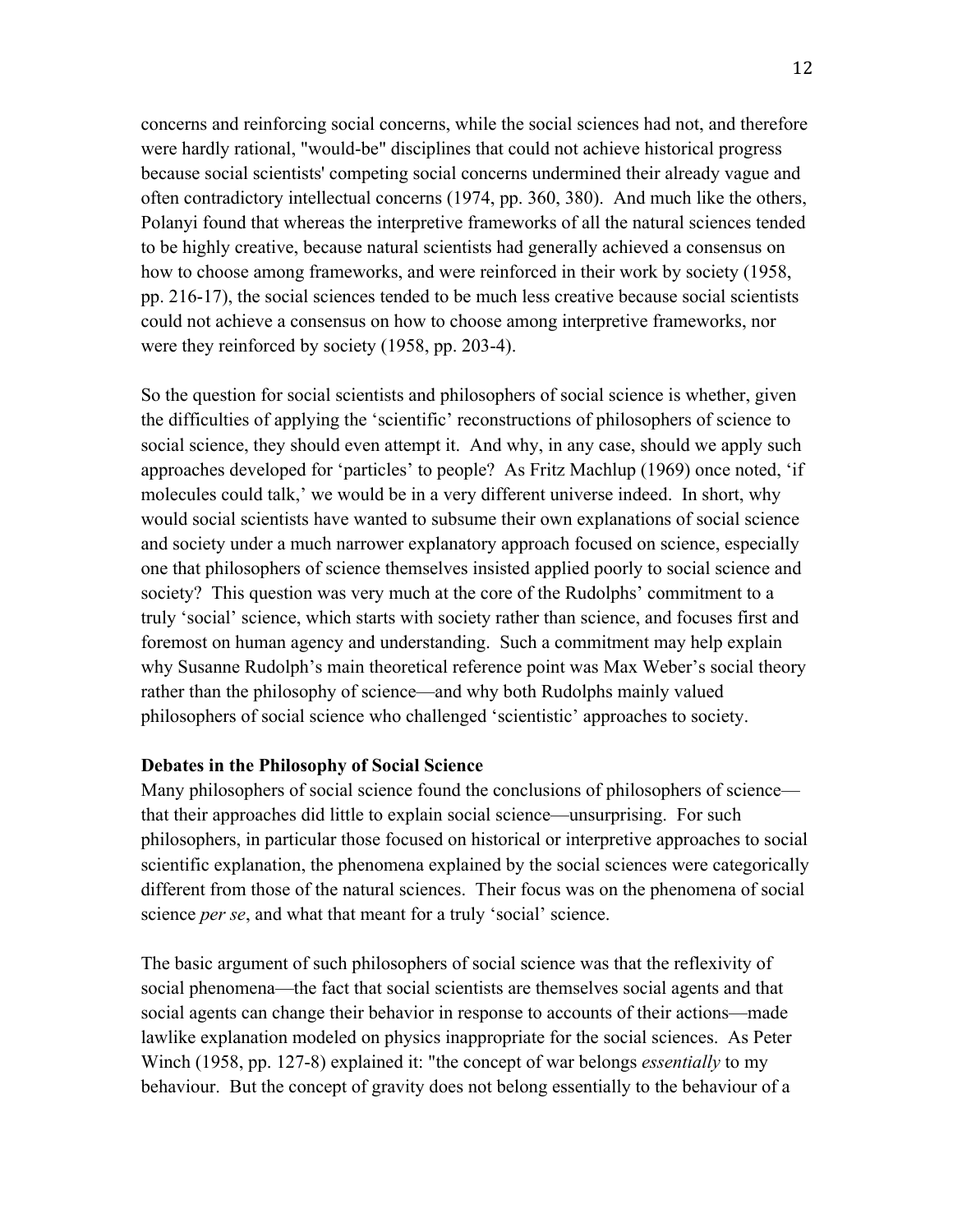concerns and reinforcing social concerns, while the social sciences had not, and therefore were hardly rational, "would-be" disciplines that could not achieve historical progress because social scientists' competing social concerns undermined their already vague and often contradictory intellectual concerns (1974, pp. 360, 380). And much like the others, Polanyi found that whereas the interpretive frameworks of all the natural sciences tended to be highly creative, because natural scientists had generally achieved a consensus on how to choose among frameworks, and were reinforced in their work by society (1958, pp. 216-17), the social sciences tended to be much less creative because social scientists could not achieve a consensus on how to choose among interpretive frameworks, nor were they reinforced by society (1958, pp. 203-4).

So the question for social scientists and philosophers of social science is whether, given the difficulties of applying the 'scientific' reconstructions of philosophers of science to social science, they should even attempt it. And why, in any case, should we apply such approaches developed for 'particles' to people? As Fritz Machlup (1969) once noted, 'if molecules could talk,' we would be in a very different universe indeed. In short, why would social scientists have wanted to subsume their own explanations of social science and society under a much narrower explanatory approach focused on science, especially one that philosophers of science themselves insisted applied poorly to social science and society? This question was very much at the core of the Rudolphs' commitment to a truly 'social' science, which starts with society rather than science, and focuses first and foremost on human agency and understanding. Such a commitment may help explain why Susanne Rudolph's main theoretical reference point was Max Weber's social theory rather than the philosophy of science—and why both Rudolphs mainly valued philosophers of social science who challenged 'scientistic' approaches to society.

**Debates in the Philosophy of Social Science**

Many philosophers of social science found the conclusions of philosophers of science—that their approaches did little to explain social science—unsurprising. For such philosophers, in particular those focused on historical or interpretive approaches to social scientific explanation, the phenomena explained by the social sciences were categorically different from those of the natural sciences. Their focus was on the phenomena of social science *per se*, and what that meant for a truly 'social' science.

The basic argument of such philosophers of social science was that the reflexivity of social phenomena—the fact that social scientists are themselves social agents and that social agents can change their behavior in response to accounts of their actions—made lawlike explanation modeled on physics inappropriate for the social sciences. As Peter Winch (1958, pp. 127-8) explained it: "the concept of war belongs *essentially* to my behaviour. But the concept of gravity does not belong essentially to the behaviour of a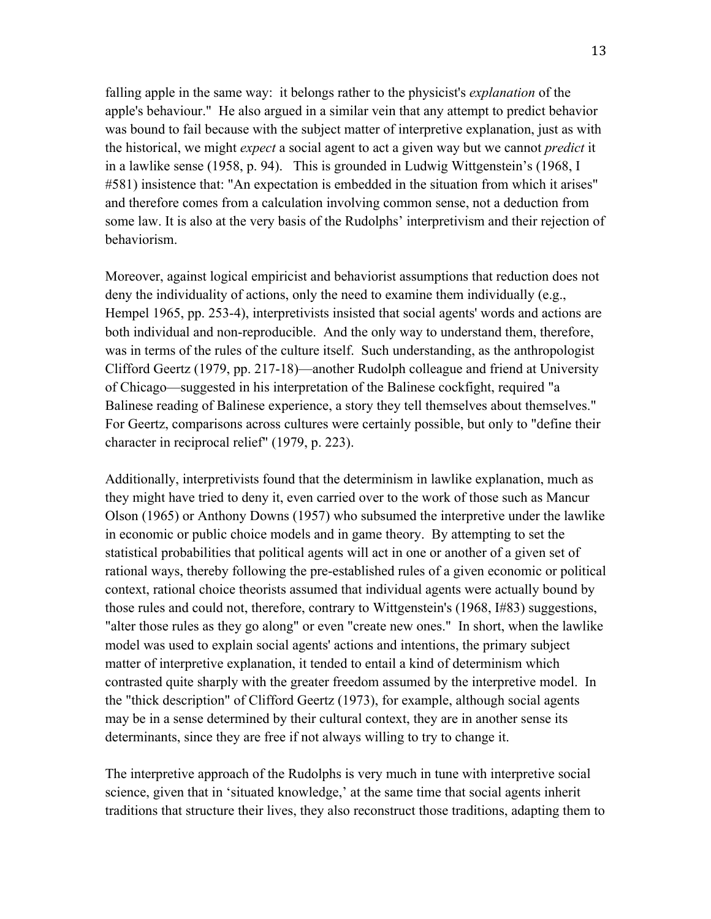falling apple in the same way: it belongs rather to the physicist's *explanation* of the apple's behaviour." He also argued in a similar vein that any attempt to predict behavior was bound to fail because with the subject matter of interpretive explanation, just as with the historical, we might *expect* a social agent to act a given way but we cannot *predict* it in a lawlike sense (1958, p. 94). This is grounded in Ludwig Wittgenstein's (1968, I #581) insistence that: "An expectation is embedded in the situation from which it arises" and therefore comes from a calculation involving common sense, not a deduction from some law. It is also at the very basis of the Rudolphs' interpretivism and their rejection of behaviorism.

Moreover, against logical empiricist and behaviorist assumptions that reduction does not deny the individuality of actions, only the need to examine them individually (e.g., Hempel 1965, pp. 253-4), interpretivists insisted that social agents' words and actions are both individual and non-reproducible. And the only way to understand them, therefore, was in terms of the rules of the culture itself. Such understanding, as the anthropologist Clifford Geertz (1979, pp. 217-18)—another Rudolph colleague and friend at University of Chicago—suggested in his interpretation of the Balinese cockfight, required "a Balinese reading of Balinese experience, a story they tell themselves about themselves." For Geertz, comparisons across cultures were certainly possible, but only to "define their character in reciprocal relief" (1979, p. 223).

Additionally, interpretivists found that the determinism in lawlike explanation, much as they might have tried to deny it, even carried over to the work of those such as Mancur Olson (1965) or Anthony Downs (1957) who subsumed the interpretive under the lawlike in economic or public choice models and in game theory. By attempting to set the statistical probabilities that political agents will act in one or another of a given set of rational ways, thereby following the pre-established rules of a given economic or political context, rational choice theorists assumed that individual agents were actually bound by those rules and could not, therefore, contrary to Wittgenstein's (1968, I#83) suggestions, "alter those rules as they go along" or even "create new ones." In short, when the lawlike model was used to explain social agents' actions and intentions, the primary subject matter of interpretive explanation, it tended to entail a kind of determinism which contrasted quite sharply with the greater freedom assumed by the interpretive model. In the "thick description" of Clifford Geertz (1973), for example, although social agents may be in a sense determined by their cultural context, they are in another sense its determinants, since they are free if not always willing to try to change it.

The interpretive approach of the Rudolphs is very much in tune with interpretive social science, given that in 'situated knowledge,' at the same time that social agents inherit traditions that structure their lives, they also reconstruct those traditions, adapting them to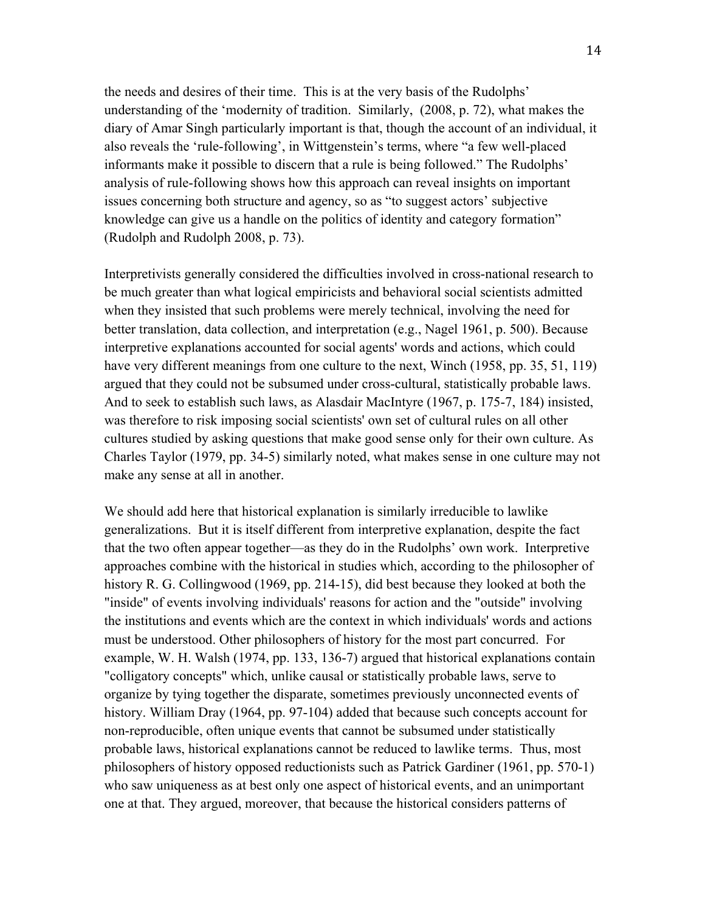the needs and desires of their time. This is at the very basis of the Rudolphs' understanding of the 'modernity of tradition. Similarly, (2008, p. 72), what makes the diary of Amar Singh particularly important is that, though the account of an individual, it also reveals the 'rule-following', in Wittgenstein's terms, where "a few well-placed informants make it possible to discern that a rule is being followed." The Rudolphs' analysis of rule-following shows how this approach can reveal insights on important issues concerning both structure and agency, so as "to suggest actors' subjective knowledge can give us a handle on the politics of identity and category formation" (Rudolph and Rudolph 2008, p. 73).

Interpretivists generally considered the difficulties involved in cross-national research to be much greater than what logical empiricists and behavioral social scientists admitted when they insisted that such problems were merely technical, involving the need for better translation, data collection, and interpretation (e.g., Nagel 1961, p. 500). Because interpretive explanations accounted for social agents' words and actions, which could have very different meanings from one culture to the next, Winch (1958, pp. 35, 51, 119) argued that they could not be subsumed under cross-cultural, statistically probable laws. And to seek to establish such laws, as Alasdair MacIntyre (1967, p. 175-7, 184) insisted, was therefore to risk imposing social scientists' own set of cultural rules on all other cultures studied by asking questions that make good sense only for their own culture. As Charles Taylor (1979, pp. 34-5) similarly noted, what makes sense in one culture may not make any sense at all in another.

We should add here that historical explanation is similarly irreducible to lawlike generalizations. But it is itself different from interpretive explanation, despite the fact that the two often appear together—as they do in the Rudolphs' own work. Interpretive approaches combine with the historical in studies which, according to the philosopher of history R. G. Collingwood (1969, pp. 214-15), did best because they looked at both the "inside" of events involving individuals' reasons for action and the "outside" involving the institutions and events which are the context in which individuals' words and actions must be understood. Other philosophers of history for the most part concurred. For example, W. H. Walsh (1974, pp. 133, 136-7) argued that historical explanations contain "colligatory concepts" which, unlike causal or statistically probable laws, serve to organize by tying together the disparate, sometimes previously unconnected events of history. William Dray (1964, pp. 97-104) added that because such concepts account for non-reproducible, often unique events that cannot be subsumed under statistically probable laws, historical explanations cannot be reduced to lawlike terms. Thus, most philosophers of history opposed reductionists such as Patrick Gardiner (1961, pp. 570-1) who saw uniqueness as at best only one aspect of historical events, and an unimportant one at that. They argued, moreover, that because the historical considers patterns of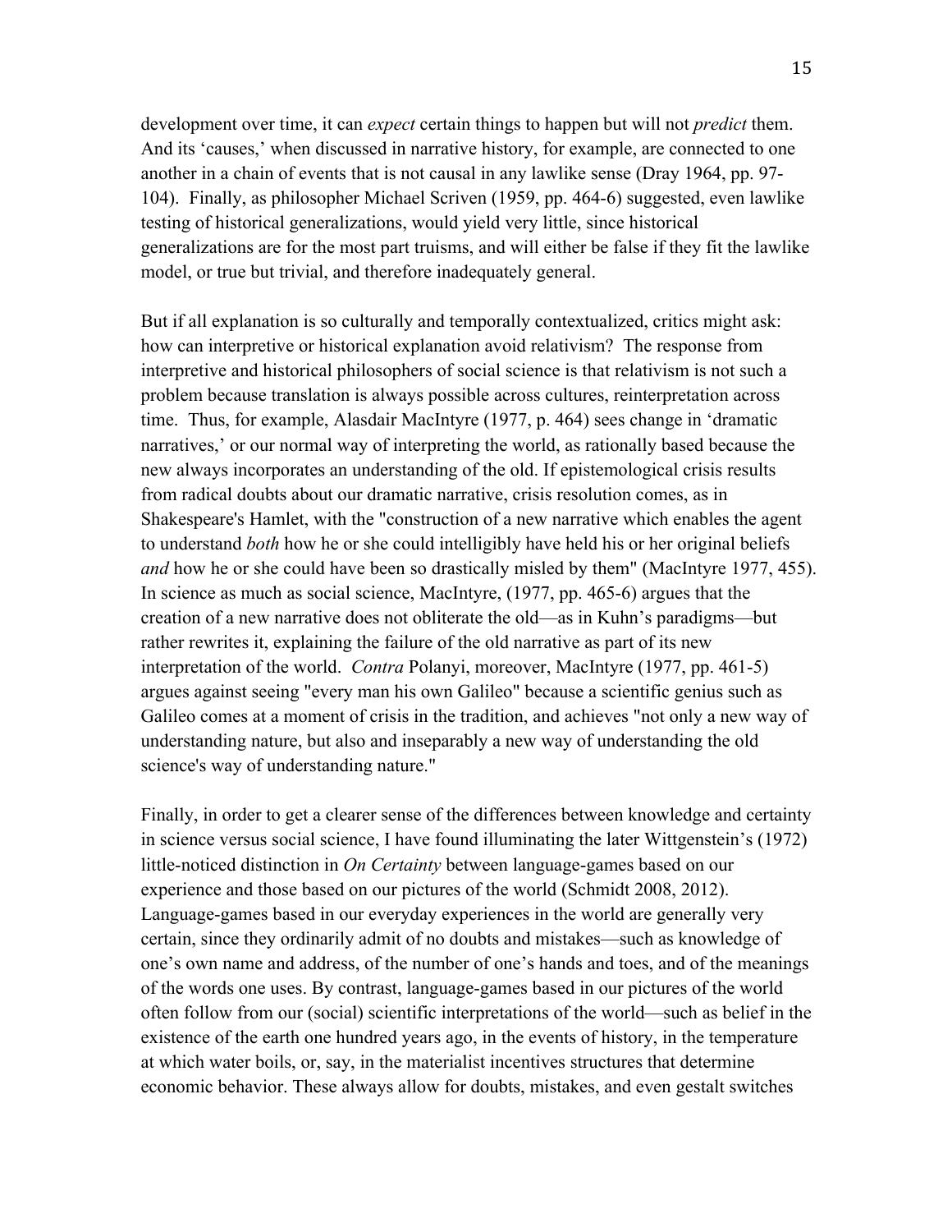development over time, it can *expect* certain things to happen but will not *predict* them. And its 'causes,' when discussed in narrative history, for example, are connected to one another in a chain of events that is not causal in any lawlike sense (Dray 1964, pp. 97-104). Finally, as philosopher Michael Scriven (1959, pp. 464-6) suggested, even lawlike testing of historical generalizations, would yield very little, since historical generalizations are for the most part truisms, and will either be false if they fit the lawlike model, or true but trivial, and therefore inadequately general.

But if all explanation is so culturally and temporally contextualized, critics might ask: how can interpretive or historical explanation avoid relativism? The response from interpretive and historical philosophers of social science is that relativism is not such a problem because translation is always possible across cultures, reinterpretation across time. Thus, for example, Alasdair MacIntyre (1977, p. 464) sees change in 'dramatic narratives,' or our normal way of interpreting the world, as rationally based because the new always incorporates an understanding of the old. If epistemological crisis results from radical doubts about our dramatic narrative, crisis resolution comes, as in Shakespeare's Hamlet, with the "construction of a new narrative which enables the agent to understand *both* how he or she could intelligibly have held his or her original beliefs *and* how he or she could have been so drastically misled by them" (MacIntyre 1977, 455). In science as much as social science, MacIntyre, (1977, pp. 465-6) argues that the creation of a new narrative does not obliterate the old—as in Kuhn's paradigms—but rather rewrites it, explaining the failure of the old narrative as part of its new interpretation of the world. *Contra* Polanyi, moreover, MacIntyre (1977, pp. 461-5) argues against seeing "every man his own Galileo" because a scientific genius such as Galileo comes at a moment of crisis in the tradition, and achieves "not only a new way of understanding nature, but also and inseparably a new way of understanding the old science's way of understanding nature."

Finally, in order to get a clearer sense of the differences between knowledge and certainty in science versus social science, I have found illuminating the later Wittgenstein's (1972) little-noticed distinction in *On Certainty* between language-games based on our experience and those based on our pictures of the world (Schmidt 2008, 2012). Language-games based in our everyday experiences in the world are generally very certain, since they ordinarily admit of no doubts and mistakes—such as knowledge of one's own name and address, of the number of one's hands and toes, and of the meanings of the words one uses. By contrast, language-games based in our pictures of the world often follow from our (social) scientific interpretations of the world—such as belief in the existence of the earth one hundred years ago, in the events of history, in the temperature at which water boils, or, say, in the materialist incentives structures that determine economic behavior. These always allow for doubts, mistakes, and even gestalt switches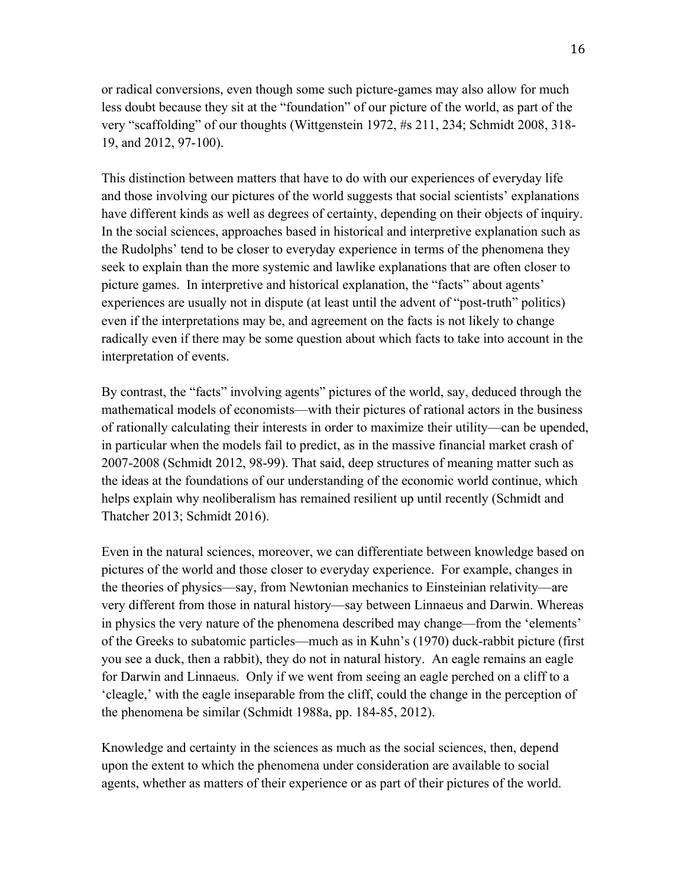or radical conversions, even though some such picture-games may also allow for much less doubt because they sit at the "foundation" of our picture of the world, as part of the very "scaffolding" of our thoughts (Wittgenstein 1972, #s 211, 234; Schmidt 2008, 318-19, and 2012, 97-100).

This distinction between matters that have to do with our experiences of everyday life and those involving our pictures of the world suggests that social scientists' explanations have different kinds as well as degrees of certainty, depending on their objects of inquiry. In the social sciences, approaches based in historical and interpretive explanation such as the Rudolphs' tend to be closer to everyday experience in terms of the phenomena they seek to explain than the more systemic and lawlike explanations that are often closer to picture games. In interpretive and historical explanation, the "facts" about agents' experiences are usually not in dispute (at least until the advent of "post-truth" politics) even if the interpretations may be, and agreement on the facts is not likely to change radically even if there may be some question about which facts to take into account in the interpretation of events.

By contrast, the "facts" involving agents" pictures of the world, say, deduced through the mathematical models of economists—with their pictures of rational actors in the business of rationally calculating their interests in order to maximize their utility—can be upended, in particular when the models fail to predict, as in the massive financial market crash of 2007-2008 (Schmidt 2012, 98-99). That said, deep structures of meaning matter such as the ideas at the foundations of our understanding of the economic world continue, which helps explain why neoliberalism has remained resilient up until recently (Schmidt and Thatcher 2013; Schmidt 2016).

Even in the natural sciences, moreover, we can differentiate between knowledge based on pictures of the world and those closer to everyday experience. For example, changes in the theories of physics—say, from Newtonian mechanics to Einsteinian relativity—are very different from those in natural history—say between Linnaeus and Darwin. Whereas in physics the very nature of the phenomena described may change—from the 'elements' of the Greeks to subatomic particles—much as in Kuhn's (1970) duck-rabbit picture (first you see a duck, then a rabbit), they do not in natural history. An eagle remains an eagle for Darwin and Linnaeus. Only if we went from seeing an eagle perched on a cliff to a 'cleagle,' with the eagle inseparable from the cliff, could the change in the perception of the phenomena be similar (Schmidt 1988a, pp. 184-85, 2012).

Knowledge and certainty in the sciences as much as the social sciences, then, depend upon the extent to which the phenomena under consideration are available to social agents, whether as matters of their experience or as part of their pictures of the world.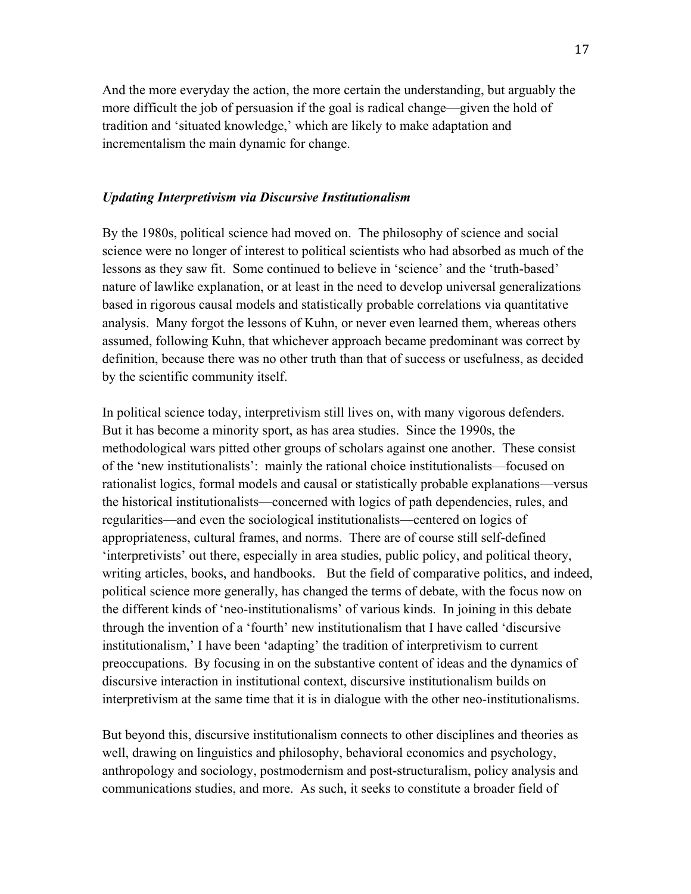And the more everyday the action, the more certain the understanding, but arguably the more difficult the job of persuasion if the goal is radical change—given the hold of tradition and 'situated knowledge,' which are likely to make adaptation and incrementalism the main dynamic for change.

### *Updating Interpretivism via Discursive Institutionalism*

By the 1980s, political science had moved on. The philosophy of science and social science were no longer of interest to political scientists who had absorbed as much of the lessons as they saw fit. Some continued to believe in 'science' and the 'truth-based' nature of lawlike explanation, or at least in the need to develop universal generalizations based in rigorous causal models and statistically probable correlations via quantitative analysis. Many forgot the lessons of Kuhn, or never even learned them, whereas others assumed, following Kuhn, that whichever approach became predominant was correct by definition, because there was no other truth than that of success or usefulness, as decided by the scientific community itself.

In political science today, interpretivism still lives on, with many vigorous defenders. But it has become a minority sport, as has area studies. Since the 1990s, the methodological wars pitted other groups of scholars against one another. These consist of the 'new institutionalists': mainly the rational choice institutionalists—focused on rationalist logics, formal models and causal or statistically probable explanations—versus the historical institutionalists—concerned with logics of path dependencies, rules, and regularities—and even the sociological institutionalists—centered on logics of appropriateness, cultural frames, and norms. There are of course still self-defined 'interpretivists' out there, especially in area studies, public policy, and political theory, writing articles, books, and handbooks. But the field of comparative politics, and indeed, political science more generally, has changed the terms of debate, with the focus now on the different kinds of 'neo-institutionalisms' of various kinds. In joining in this debate through the invention of a 'fourth' new institutionalism that I have called 'discursive institutionalism,' I have been 'adapting' the tradition of interpretivism to current preoccupations. By focusing in on the substantive content of ideas and the dynamics of discursive interaction in institutional context, discursive institutionalism builds on interpretivism at the same time that it is in dialogue with the other neo-institutionalisms.

But beyond this, discursive institutionalism connects to other disciplines and theories as well, drawing on linguistics and philosophy, behavioral economics and psychology, anthropology and sociology, postmodernism and post-structuralism, policy analysis and communications studies, and more. As such, it seeks to constitute a broader field of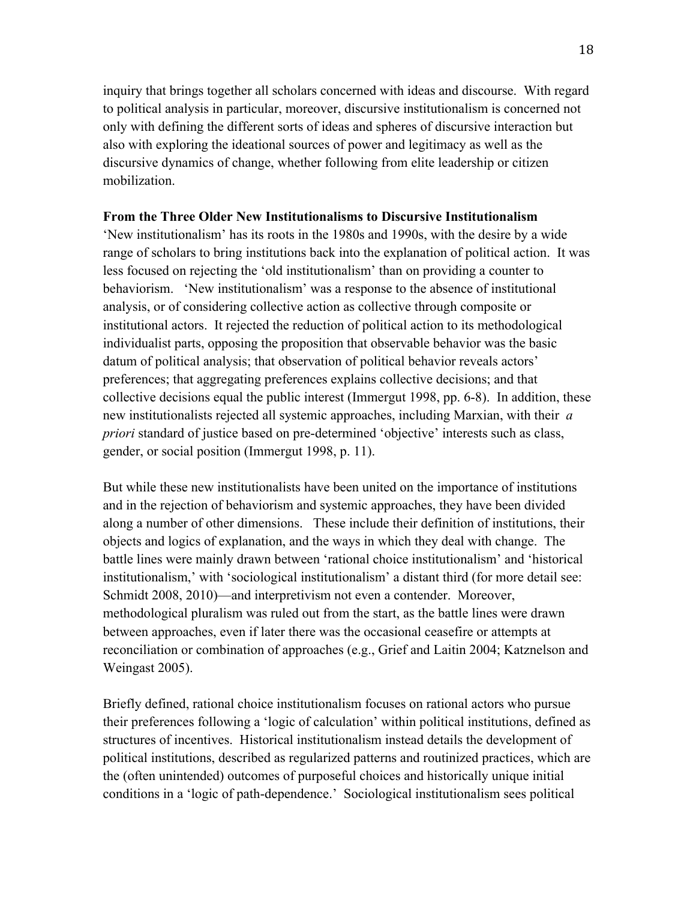inquiry that brings together all scholars concerned with ideas and discourse. With regard to political analysis in particular, moreover, discursive institutionalism is concerned not only with defining the different sorts of ideas and spheres of discursive interaction but also with exploring the ideational sources of power and legitimacy as well as the discursive dynamics of change, whether following from elite leadership or citizen mobilization.

**From the Three Older New Institutionalisms to Discursive Institutionalism**

'New institutionalism' has its roots in the 1980s and 1990s, with the desire by a wide range of scholars to bring institutions back into the explanation of political action. It was less focused on rejecting the 'old institutionalism' than on providing a counter to behaviorism. 'New institutionalism' was a response to the absence of institutional analysis, or of considering collective action as collective through composite or institutional actors. It rejected the reduction of political action to its methodological individualist parts, opposing the proposition that observable behavior was the basic datum of political analysis; that observation of political behavior reveals actors' preferences; that aggregating preferences explains collective decisions; and that collective decisions equal the public interest (Immergut 1998, pp. 6-8). In addition, these new institutionalists rejected all systemic approaches, including Marxian, with their *a priori* standard of justice based on pre-determined 'objective' interests such as class, gender, or social position (Immergut 1998, p. 11).

But while these new institutionalists have been united on the importance of institutions and in the rejection of behaviorism and systemic approaches, they have been divided along a number of other dimensions. These include their definition of institutions, their objects and logics of explanation, and the ways in which they deal with change. The battle lines were mainly drawn between 'rational choice institutionalism' and 'historical institutionalism,' with 'sociological institutionalism' a distant third (for more detail see: Schmidt 2008, 2010)—and interpretivism not even a contender. Moreover, methodological pluralism was ruled out from the start, as the battle lines were drawn between approaches, even if later there was the occasional ceasefire or attempts at reconciliation or combination of approaches (e.g., Grief and Laitin 2004; Katznelson and Weingast 2005).

Briefly defined, rational choice institutionalism focuses on rational actors who pursue their preferences following a 'logic of calculation' within political institutions, defined as structures of incentives. Historical institutionalism instead details the development of political institutions, described as regularized patterns and routinized practices, which are the (often unintended) outcomes of purposeful choices and historically unique initial conditions in a 'logic of path-dependence.' Sociological institutionalism sees political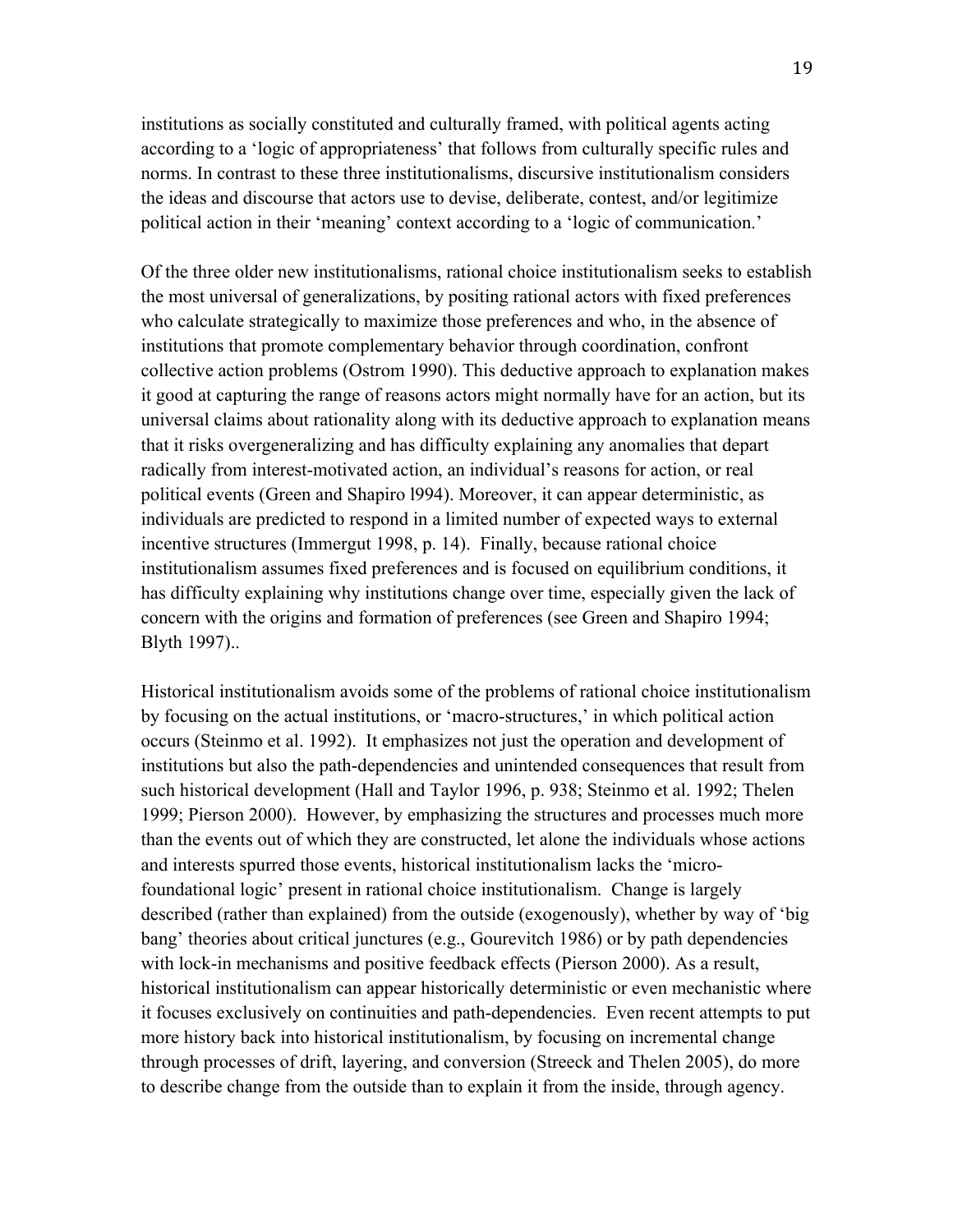institutions as socially constituted and culturally framed, with political agents acting according to a 'logic of appropriateness' that follows from culturally specific rules and norms. In contrast to these three institutionalisms, discursive institutionalism considers the ideas and discourse that actors use to devise, deliberate, contest, and/or legitimize political action in their 'meaning' context according to a 'logic of communication.'

Of the three older new institutionalisms, rational choice institutionalism seeks to establish the most universal of generalizations, by positing rational actors with fixed preferences who calculate strategically to maximize those preferences and who, in the absence of institutions that promote complementary behavior through coordination, confront collective action problems (Ostrom 1990). This deductive approach to explanation makes it good at capturing the range of reasons actors might normally have for an action, but its universal claims about rationality along with its deductive approach to explanation means that it risks overgeneralizing and has difficulty explaining any anomalies that depart radically from interest-motivated action, an individual's reasons for action, or real political events (Green and Shapiro l994). Moreover, it can appear deterministic, as individuals are predicted to respond in a limited number of expected ways to external incentive structures (Immergut 1998, p. 14). Finally, because rational choice institutionalism assumes fixed preferences and is focused on equilibrium conditions, it has difficulty explaining why institutions change over time, especially given the lack of concern with the origins and formation of preferences (see Green and Shapiro 1994; Blyth 1997)..

Historical institutionalism avoids some of the problems of rational choice institutionalism by focusing on the actual institutions, or 'macro-structures,' in which political action occurs (Steinmo et al. 1992). It emphasizes not just the operation and development of institutions but also the path-dependencies and unintended consequences that result from such historical development (Hall and Taylor 1996, p. 938; Steinmo et al. 1992; Thelen 1999; Pierson 2000). However, by emphasizing the structures and processes much more than the events out of which they are constructed, let alone the individuals whose actions and interests spurred those events, historical institutionalism lacks the 'micro-foundational logic' present in rational choice institutionalism. Change is largely described (rather than explained) from the outside (exogenously), whether by way of 'big bang' theories about critical junctures (e.g., Gourevitch 1986) or by path dependencies with lock-in mechanisms and positive feedback effects (Pierson 2000). As a result, historical institutionalism can appear historically deterministic or even mechanistic where it focuses exclusively on continuities and path-dependencies. Even recent attempts to put more history back into historical institutionalism, by focusing on incremental change through processes of drift, layering, and conversion (Streeck and Thelen 2005), do more to describe change from the outside than to explain it from the inside, through agency.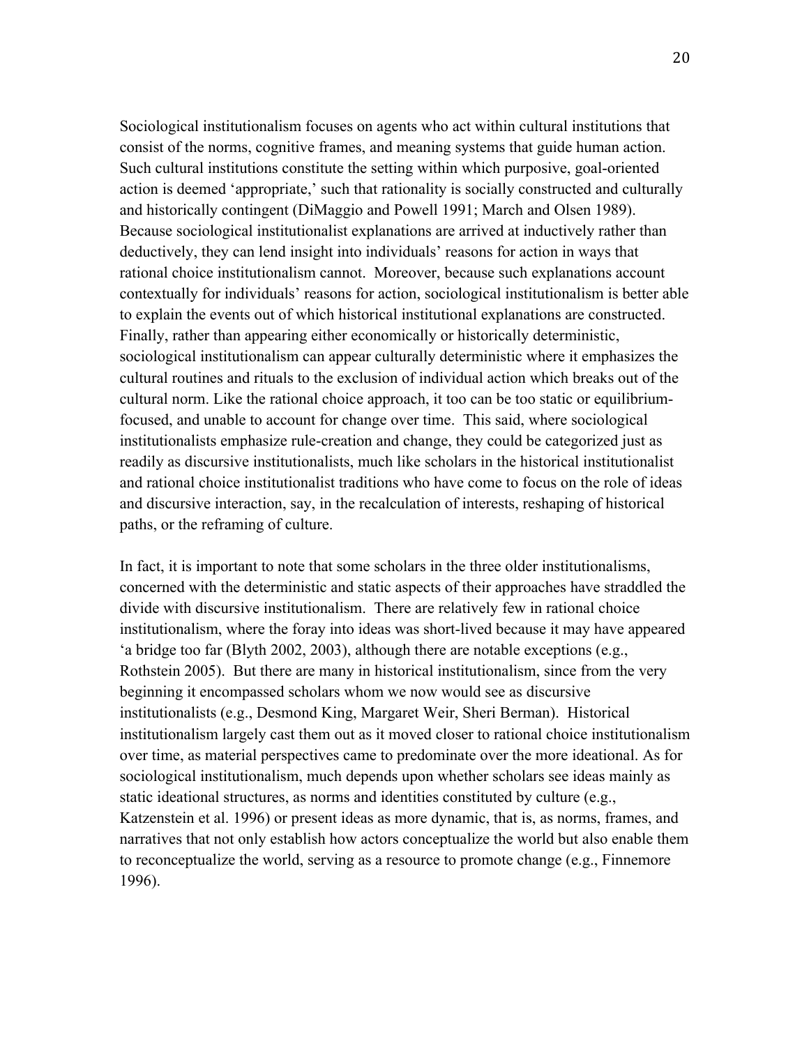Sociological institutionalism focuses on agents who act within cultural institutions that consist of the norms, cognitive frames, and meaning systems that guide human action. Such cultural institutions constitute the setting within which purposive, goal-oriented action is deemed 'appropriate,' such that rationality is socially constructed and culturally and historically contingent (DiMaggio and Powell 1991; March and Olsen 1989). Because sociological institutionalist explanations are arrived at inductively rather than deductively, they can lend insight into individuals' reasons for action in ways that rational choice institutionalism cannot. Moreover, because such explanations account contextually for individuals' reasons for action, sociological institutionalism is better able to explain the events out of which historical institutional explanations are constructed. Finally, rather than appearing either economically or historically deterministic, sociological institutionalism can appear culturally deterministic where it emphasizes the cultural routines and rituals to the exclusion of individual action which breaks out of the cultural norm. Like the rational choice approach, it too can be too static or equilibrium-focused, and unable to account for change over time. This said, where sociological institutionalists emphasize rule-creation and change, they could be categorized just as readily as discursive institutionalists, much like scholars in the historical institutionalist and rational choice institutionalist traditions who have come to focus on the role of ideas and discursive interaction, say, in the recalculation of interests, reshaping of historical paths, or the reframing of culture.

In fact, it is important to note that some scholars in the three older institutionalisms, concerned with the deterministic and static aspects of their approaches have straddled the divide with discursive institutionalism. There are relatively few in rational choice institutionalism, where the foray into ideas was short-lived because it may have appeared 'a bridge too far (Blyth 2002, 2003), although there are notable exceptions (e.g., Rothstein 2005). But there are many in historical institutionalism, since from the very beginning it encompassed scholars whom we now would see as discursive institutionalists (e.g., Desmond King, Margaret Weir, Sheri Berman). Historical institutionalism largely cast them out as it moved closer to rational choice institutionalism over time, as material perspectives came to predominate over the more ideational. As for sociological institutionalism, much depends upon whether scholars see ideas mainly as static ideational structures, as norms and identities constituted by culture (e.g., Katzenstein et al. 1996) or present ideas as more dynamic, that is, as norms, frames, and narratives that not only establish how actors conceptualize the world but also enable them to reconceptualize the world, serving as a resource to promote change (e.g., Finnemore 1996).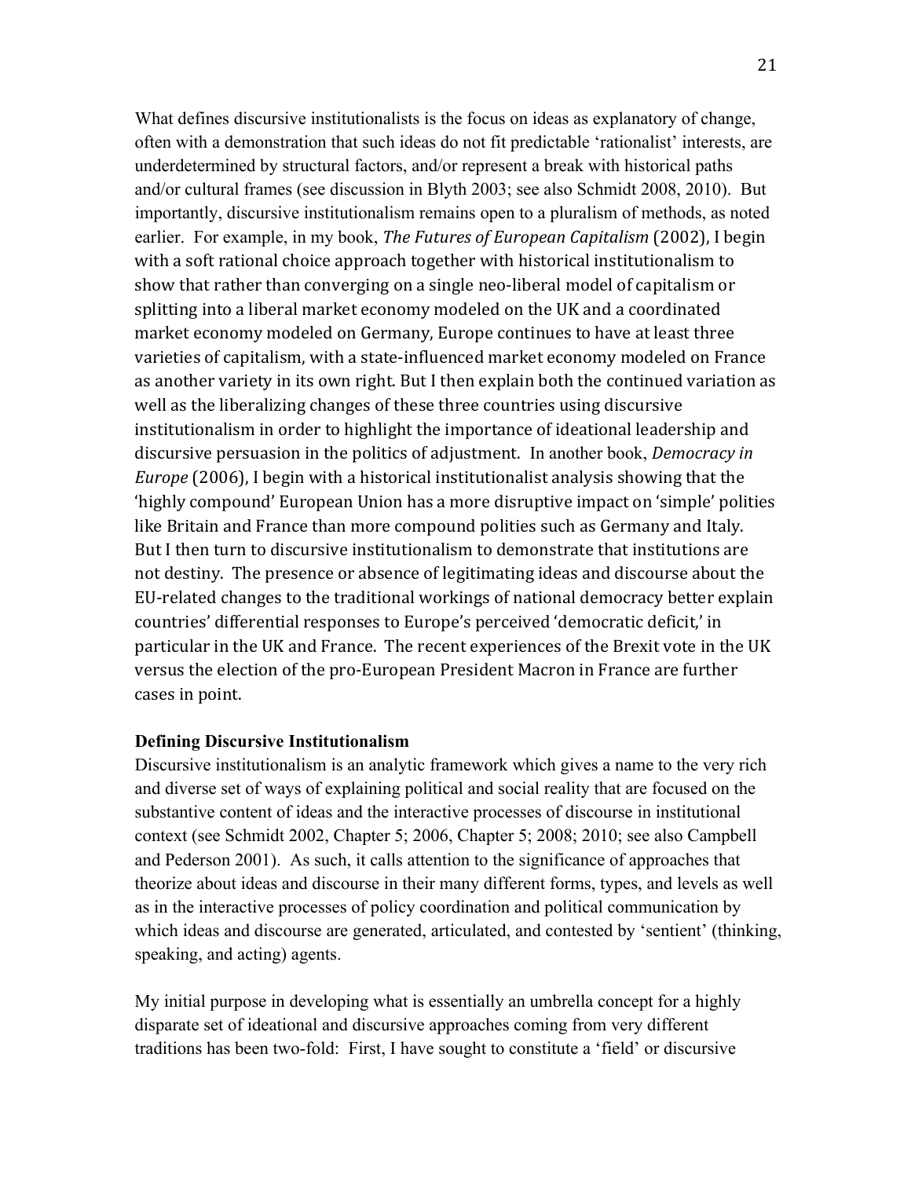What defines discursive institutionalists is the focus on ideas as explanatory of change, often with a demonstration that such ideas do not fit predictable 'rationalist' interests, are underdetermined by structural factors, and/or represent a break with historical paths and/or cultural frames (see discussion in Blyth 2003; see also Schmidt 2008, 2010). But importantly, discursive institutionalism remains open to a pluralism of methods, as noted earlier. For example, in my book, *The Futures of European Capitalism* (2002), I begin with a soft rational choice approach together with historical institutionalism to show that rather than converging on a single neo-liberal model of capitalism or splitting into a liberal market economy modeled on the UK and a coordinated market economy modeled on Germany, Europe continues to have at least three varieties of capitalism, with a state-influenced market economy modeled on France as another variety in its own right. But I then explain both the continued variation as well as the liberalizing changes of these three countries using discursive institutionalism in order to highlight the importance of ideational leadership and discursive persuasion in the politics of adjustment. In another book, *Democracy in Europe* (2006), I begin with a historical institutionalist analysis showing that the 'highly compound' European Union has a more disruptive impact on 'simple' polities like Britain and France than more compound polities such as Germany and Italy. But I then turn to discursive institutionalism to demonstrate that institutions are not destiny. The presence or absence of legitimating ideas and discourse about the EU-related changes to the traditional workings of national democracy better explain countries' differential responses to Europe's perceived 'democratic deficit,' in particular in the UK and France. The recent experiences of the Brexit vote in the UK versus the election of the pro-European President Macron in France are further cases in point.

**Defining Discursive Institutionalism**

Discursive institutionalism is an analytic framework which gives a name to the very rich and diverse set of ways of explaining political and social reality that are focused on the substantive content of ideas and the interactive processes of discourse in institutional context (see Schmidt 2002, Chapter 5; 2006, Chapter 5; 2008; 2010; see also Campbell and Pederson 2001). As such, it calls attention to the significance of approaches that theorize about ideas and discourse in their many different forms, types, and levels as well as in the interactive processes of policy coordination and political communication by which ideas and discourse are generated, articulated, and contested by 'sentient' (thinking, speaking, and acting) agents.

My initial purpose in developing what is essentially an umbrella concept for a highly disparate set of ideational and discursive approaches coming from very different traditions has been two-fold: First, I have sought to constitute a 'field' or discursive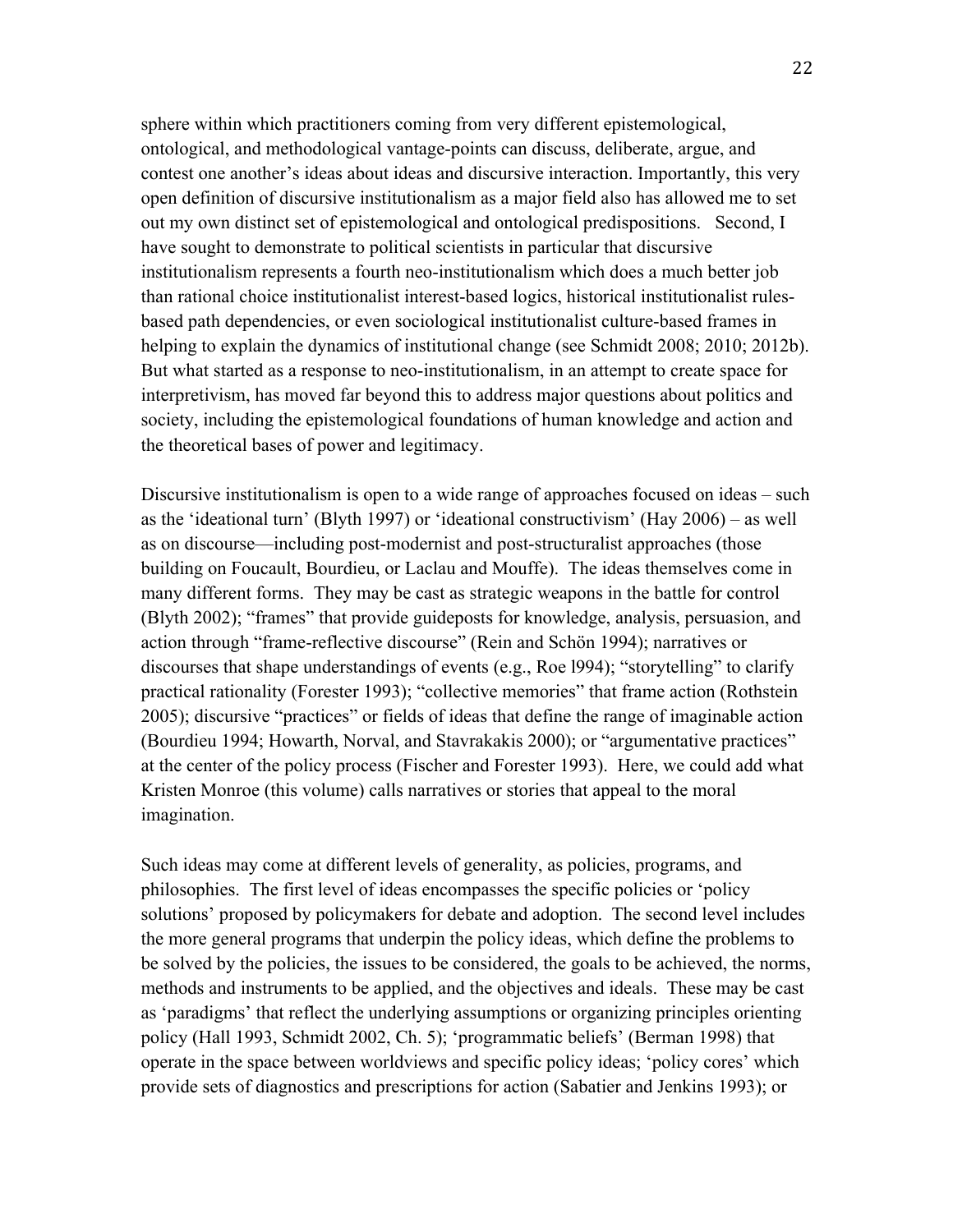sphere within which practitioners coming from very different epistemological, ontological, and methodological vantage-points can discuss, deliberate, argue, and contest one another's ideas about ideas and discursive interaction. Importantly, this very open definition of discursive institutionalism as a major field also has allowed me to set out my own distinct set of epistemological and ontological predispositions. Second, I have sought to demonstrate to political scientists in particular that discursive institutionalism represents a fourth neo-institutionalism which does a much better job than rational choice institutionalist interest-based logics, historical institutionalist rules-based path dependencies, or even sociological institutionalist culture-based frames in helping to explain the dynamics of institutional change (see Schmidt 2008; 2010; 2012b). But what started as a response to neo-institutionalism, in an attempt to create space for interpretivism, has moved far beyond this to address major questions about politics and society, including the epistemological foundations of human knowledge and action and the theoretical bases of power and legitimacy.

Discursive institutionalism is open to a wide range of approaches focused on ideas – such as the 'ideational turn' (Blyth 1997) or 'ideational constructivism' (Hay 2006) – as well as on discourse—including post-modernist and post-structuralist approaches (those building on Foucault, Bourdieu, or Laclau and Mouffe). The ideas themselves come in many different forms. They may be cast as strategic weapons in the battle for control (Blyth 2002); "frames" that provide guideposts for knowledge, analysis, persuasion, and action through "frame-reflective discourse" (Rein and Schön 1994); narratives or discourses that shape understandings of events (e.g., Roe l994); "storytelling" to clarify practical rationality (Forester 1993); "collective memories" that frame action (Rothstein 2005); discursive "practices" or fields of ideas that define the range of imaginable action (Bourdieu 1994; Howarth, Norval, and Stavrakakis 2000); or "argumentative practices" at the center of the policy process (Fischer and Forester 1993). Here, we could add what Kristen Monroe (this volume) calls narratives or stories that appeal to the moral imagination.

Such ideas may come at different levels of generality, as policies, programs, and philosophies. The first level of ideas encompasses the specific policies or 'policy solutions' proposed by policymakers for debate and adoption. The second level includes the more general programs that underpin the policy ideas, which define the problems to be solved by the policies, the issues to be considered, the goals to be achieved, the norms, methods and instruments to be applied, and the objectives and ideals. These may be cast as 'paradigms' that reflect the underlying assumptions or organizing principles orienting policy (Hall 1993, Schmidt 2002, Ch. 5); 'programmatic beliefs' (Berman 1998) that operate in the space between worldviews and specific policy ideas; 'policy cores' which provide sets of diagnostics and prescriptions for action (Sabatier and Jenkins 1993); or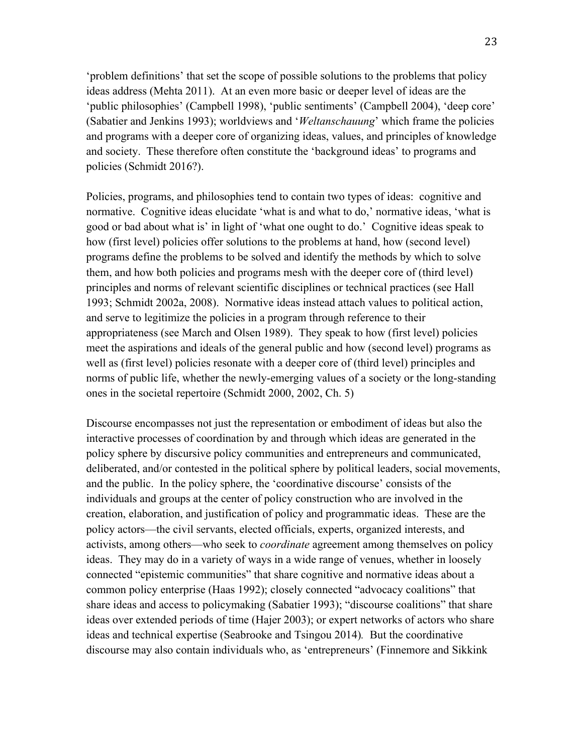'problem definitions' that set the scope of possible solutions to the problems that policy ideas address (Mehta 2011). At an even more basic or deeper level of ideas are the 'public philosophies' (Campbell 1998), 'public sentiments' (Campbell 2004), 'deep core' (Sabatier and Jenkins 1993); worldviews and '*Weltanschauung*' which frame the policies and programs with a deeper core of organizing ideas, values, and principles of knowledge and society. These therefore often constitute the 'background ideas' to programs and policies (Schmidt 2016?).

Policies, programs, and philosophies tend to contain two types of ideas: cognitive and normative. Cognitive ideas elucidate 'what is and what to do,' normative ideas, 'what is good or bad about what is' in light of 'what one ought to do.' Cognitive ideas speak to how (first level) policies offer solutions to the problems at hand, how (second level) programs define the problems to be solved and identify the methods by which to solve them, and how both policies and programs mesh with the deeper core of (third level) principles and norms of relevant scientific disciplines or technical practices (see Hall 1993; Schmidt 2002a, 2008). Normative ideas instead attach values to political action, and serve to legitimize the policies in a program through reference to their appropriateness (see March and Olsen 1989). They speak to how (first level) policies meet the aspirations and ideals of the general public and how (second level) programs as well as (first level) policies resonate with a deeper core of (third level) principles and norms of public life, whether the newly-emerging values of a society or the long-standing ones in the societal repertoire (Schmidt 2000, 2002, Ch. 5)

Discourse encompasses not just the representation or embodiment of ideas but also the interactive processes of coordination by and through which ideas are generated in the policy sphere by discursive policy communities and entrepreneurs and communicated, deliberated, and/or contested in the political sphere by political leaders, social movements, and the public. In the policy sphere, the 'coordinative discourse' consists of the individuals and groups at the center of policy construction who are involved in the creation, elaboration, and justification of policy and programmatic ideas. These are the policy actors—the civil servants, elected officials, experts, organized interests, and activists, among others—who seek to *coordinate* agreement among themselves on policy ideas. They may do in a variety of ways in a wide range of venues, whether in loosely connected "epistemic communities" that share cognitive and normative ideas about a common policy enterprise (Haas 1992); closely connected "advocacy coalitions" that share ideas and access to policymaking (Sabatier 1993); "discourse coalitions" that share ideas over extended periods of time (Hajer 2003); or expert networks of actors who share ideas and technical expertise (Seabrooke and Tsingou 2014). But the coordinative discourse may also contain individuals who, as 'entrepreneurs' (Finnemore and Sikkink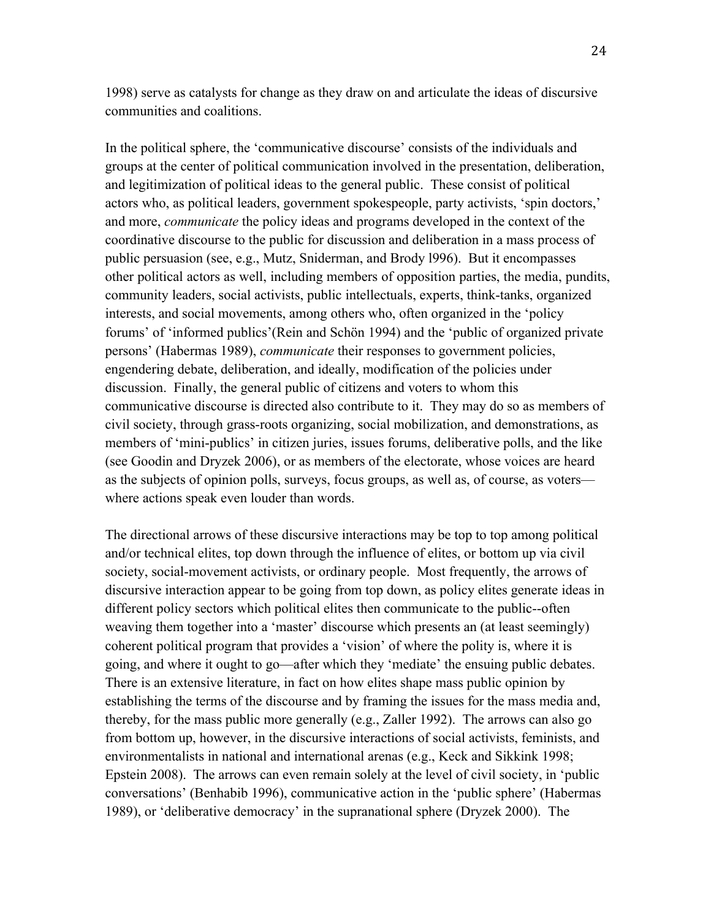1998) serve as catalysts for change as they draw on and articulate the ideas of discursive communities and coalitions.

In the political sphere, the 'communicative discourse' consists of the individuals and groups at the center of political communication involved in the presentation, deliberation, and legitimization of political ideas to the general public. These consist of political actors who, as political leaders, government spokespeople, party activists, 'spin doctors,' and more, *communicate* the policy ideas and programs developed in the context of the coordinative discourse to the public for discussion and deliberation in a mass process of public persuasion (see, e.g., Mutz, Sniderman, and Brody l996). But it encompasses other political actors as well, including members of opposition parties, the media, pundits, community leaders, social activists, public intellectuals, experts, think-tanks, organized interests, and social movements, among others who, often organized in the 'policy forums' of 'informed publics'(Rein and Schön 1994) and the 'public of organized private persons' (Habermas 1989), *communicate* their responses to government policies, engendering debate, deliberation, and ideally, modification of the policies under discussion. Finally, the general public of citizens and voters to whom this communicative discourse is directed also contribute to it. They may do so as members of civil society, through grass-roots organizing, social mobilization, and demonstrations, as members of 'mini-publics' in citizen juries, issues forums, deliberative polls, and the like (see Goodin and Dryzek 2006), or as members of the electorate, whose voices are heard as the subjects of opinion polls, surveys, focus groups, as well as, of course, as voters—where actions speak even louder than words.

The directional arrows of these discursive interactions may be top to top among political and/or technical elites, top down through the influence of elites, or bottom up via civil society, social-movement activists, or ordinary people. Most frequently, the arrows of discursive interaction appear to be going from top down, as policy elites generate ideas in different policy sectors which political elites then communicate to the public--often weaving them together into a 'master' discourse which presents an (at least seemingly) coherent political program that provides a 'vision' of where the polity is, where it is going, and where it ought to go—after which they 'mediate' the ensuing public debates. There is an extensive literature, in fact on how elites shape mass public opinion by establishing the terms of the discourse and by framing the issues for the mass media and, thereby, for the mass public more generally (e.g., Zaller 1992). The arrows can also go from bottom up, however, in the discursive interactions of social activists, feminists, and environmentalists in national and international arenas (e.g., Keck and Sikkink 1998; Epstein 2008). The arrows can even remain solely at the level of civil society, in 'public conversations' (Benhabib 1996), communicative action in the 'public sphere' (Habermas 1989), or 'deliberative democracy' in the supranational sphere (Dryzek 2000). The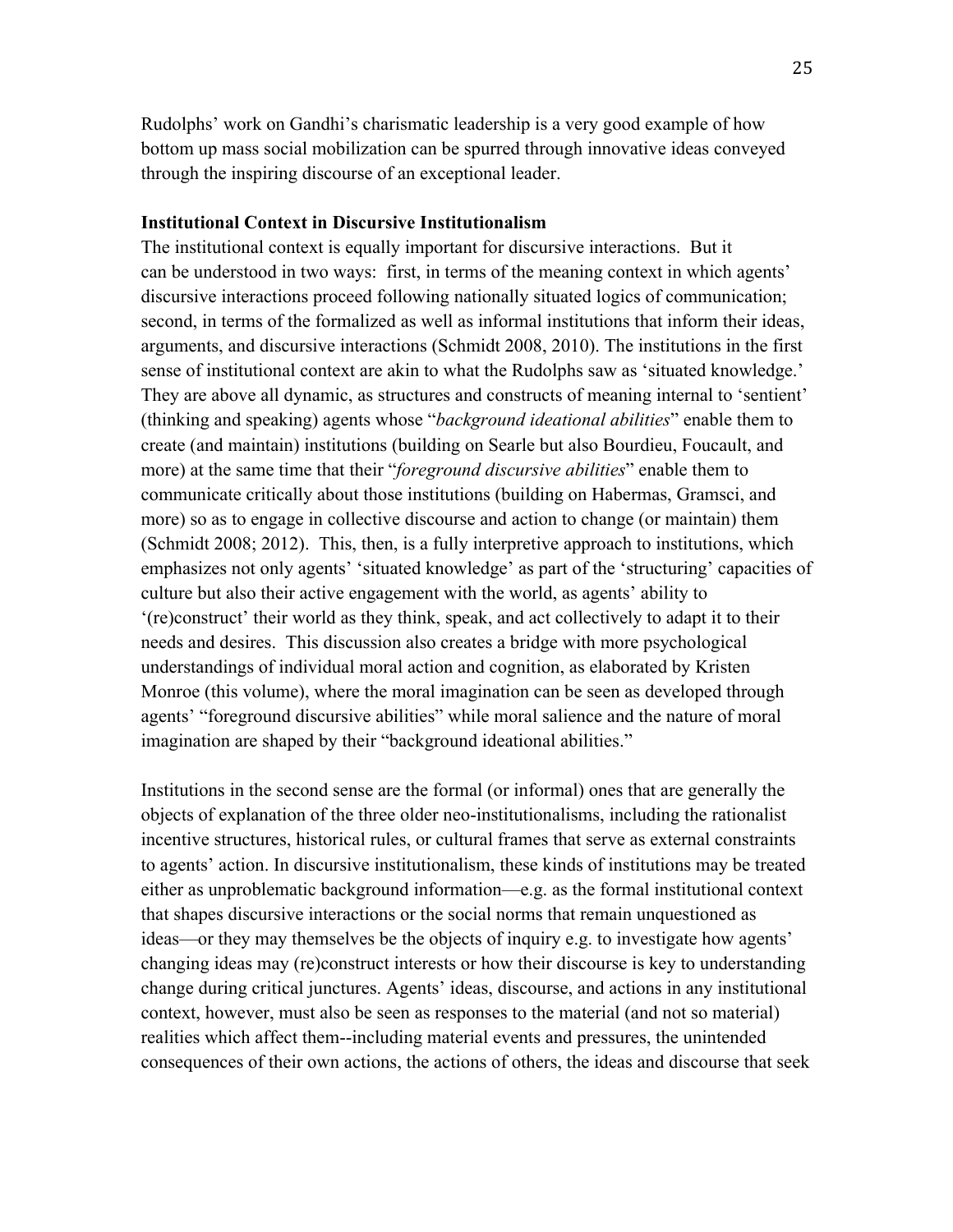Rudolphs' work on Gandhi's charismatic leadership is a very good example of how bottom up mass social mobilization can be spurred through innovative ideas conveyed through the inspiring discourse of an exceptional leader.

**Institutional Context in Discursive Institutionalism**

The institutional context is equally important for discursive interactions. But it can be understood in two ways: first, in terms of the meaning context in which agents' discursive interactions proceed following nationally situated logics of communication; second, in terms of the formalized as well as informal institutions that inform their ideas, arguments, and discursive interactions (Schmidt 2008, 2010). The institutions in the first sense of institutional context are akin to what the Rudolphs saw as 'situated knowledge.' They are above all dynamic, as structures and constructs of meaning internal to 'sentient' (thinking and speaking) agents whose "*background ideational abilities*" enable them to create (and maintain) institutions (building on Searle but also Bourdieu, Foucault, and more) at the same time that their "*foreground discursive abilities*" enable them to communicate critically about those institutions (building on Habermas, Gramsci, and more) so as to engage in collective discourse and action to change (or maintain) them (Schmidt 2008; 2012). This, then, is a fully interpretive approach to institutions, which emphasizes not only agents' 'situated knowledge' as part of the 'structuring' capacities of culture but also their active engagement with the world, as agents' ability to '(re)construct' their world as they think, speak, and act collectively to adapt it to their needs and desires. This discussion also creates a bridge with more psychological understandings of individual moral action and cognition, as elaborated by Kristen Monroe (this volume), where the moral imagination can be seen as developed through agents' "foreground discursive abilities" while moral salience and the nature of moral imagination are shaped by their "background ideational abilities."

Institutions in the second sense are the formal (or informal) ones that are generally the objects of explanation of the three older neo-institutionalisms, including the rationalist incentive structures, historical rules, or cultural frames that serve as external constraints to agents' action. In discursive institutionalism, these kinds of institutions may be treated either as unproblematic background information—e.g. as the formal institutional context that shapes discursive interactions or the social norms that remain unquestioned as ideas—or they may themselves be the objects of inquiry e.g. to investigate how agents' changing ideas may (re)construct interests or how their discourse is key to understanding change during critical junctures. Agents' ideas, discourse, and actions in any institutional context, however, must also be seen as responses to the material (and not so material) realities which affect them--including material events and pressures, the unintended consequences of their own actions, the actions of others, the ideas and discourse that seek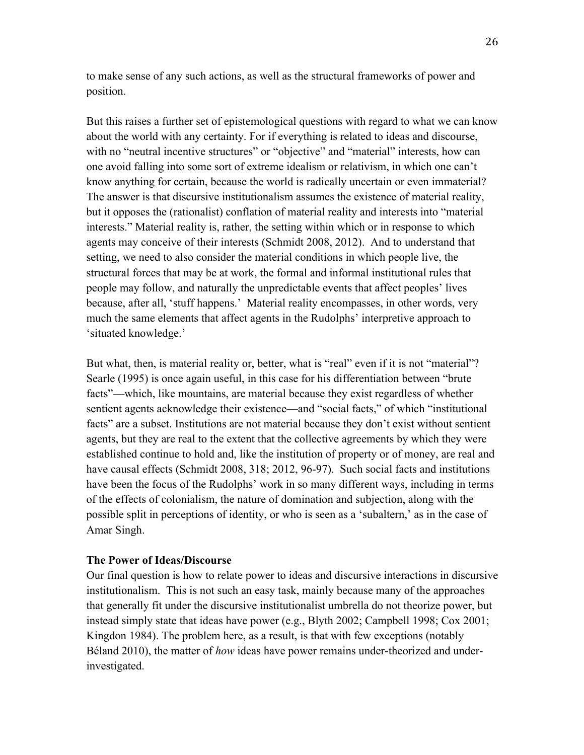to make sense of any such actions, as well as the structural frameworks of power and position.

But this raises a further set of epistemological questions with regard to what we can know about the world with any certainty. For if everything is related to ideas and discourse, with no "neutral incentive structures" or "objective" and "material" interests, how can one avoid falling into some sort of extreme idealism or relativism, in which one can't know anything for certain, because the world is radically uncertain or even immaterial? The answer is that discursive institutionalism assumes the existence of material reality, but it opposes the (rationalist) conflation of material reality and interests into "material interests." Material reality is, rather, the setting within which or in response to which agents may conceive of their interests (Schmidt 2008, 2012). And to understand that setting, we need to also consider the material conditions in which people live, the structural forces that may be at work, the formal and informal institutional rules that people may follow, and naturally the unpredictable events that affect peoples' lives because, after all, 'stuff happens.' Material reality encompasses, in other words, very much the same elements that affect agents in the Rudolphs' interpretive approach to 'situated knowledge.'

But what, then, is material reality or, better, what is "real" even if it is not "material"? Searle (1995) is once again useful, in this case for his differentiation between "brute facts"—which, like mountains, are material because they exist regardless of whether sentient agents acknowledge their existence—and "social facts," of which "institutional facts" are a subset. Institutions are not material because they don't exist without sentient agents, but they are real to the extent that the collective agreements by which they were established continue to hold and, like the institution of property or of money, are real and have causal effects (Schmidt 2008, 318; 2012, 96-97). Such social facts and institutions have been the focus of the Rudolphs' work in so many different ways, including in terms of the effects of colonialism, the nature of domination and subjection, along with the possible split in perceptions of identity, or who is seen as a 'subaltern,' as in the case of Amar Singh.

**The Power of Ideas/Discourse**

Our final question is how to relate power to ideas and discursive interactions in discursive institutionalism. This is not such an easy task, mainly because many of the approaches that generally fit under the discursive institutionalist umbrella do not theorize power, but instead simply state that ideas have power (e.g., Blyth 2002; Campbell 1998; Cox 2001; Kingdon 1984). The problem here, as a result, is that with few exceptions (notably Béland 2010), the matter of *how* ideas have power remains under-theorized and under-investigated.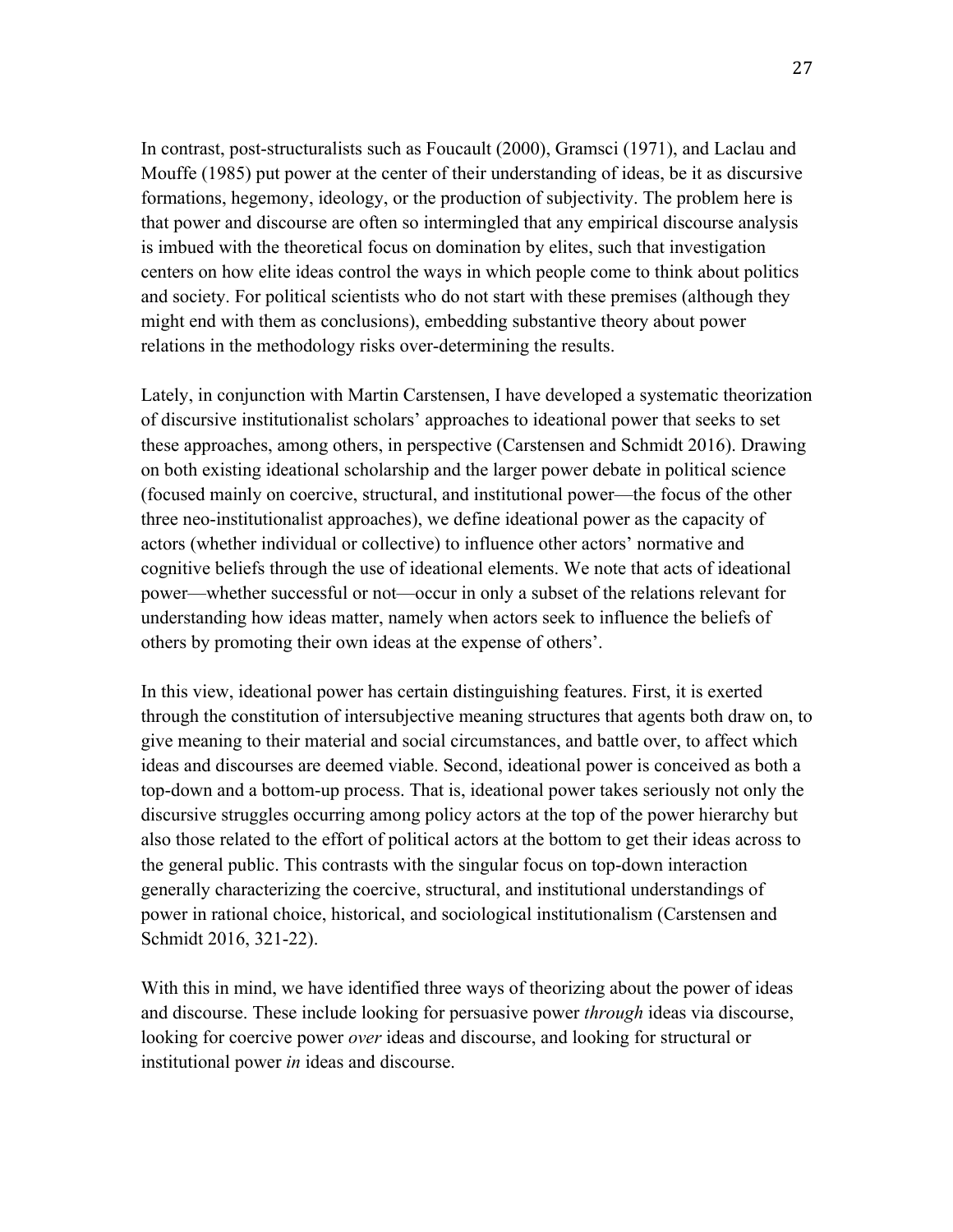In contrast, post-structuralists such as Foucault (2000), Gramsci (1971), and Laclau and Mouffe (1985) put power at the center of their understanding of ideas, be it as discursive formations, hegemony, ideology, or the production of subjectivity. The problem here is that power and discourse are often so intermingled that any empirical discourse analysis is imbued with the theoretical focus on domination by elites, such that investigation centers on how elite ideas control the ways in which people come to think about politics and society. For political scientists who do not start with these premises (although they might end with them as conclusions), embedding substantive theory about power relations in the methodology risks over-determining the results.

Lately, in conjunction with Martin Carstensen, I have developed a systematic theorization of discursive institutionalist scholars' approaches to ideational power that seeks to set these approaches, among others, in perspective (Carstensen and Schmidt 2016). Drawing on both existing ideational scholarship and the larger power debate in political science (focused mainly on coercive, structural, and institutional power—the focus of the other three neo-institutionalist approaches), we define ideational power as the capacity of actors (whether individual or collective) to influence other actors' normative and cognitive beliefs through the use of ideational elements. We note that acts of ideational power—whether successful or not—occur in only a subset of the relations relevant for understanding how ideas matter, namely when actors seek to influence the beliefs of others by promoting their own ideas at the expense of others'.

In this view, ideational power has certain distinguishing features. First, it is exerted through the constitution of intersubjective meaning structures that agents both draw on, to give meaning to their material and social circumstances, and battle over, to affect which ideas and discourses are deemed viable. Second, ideational power is conceived as both a top-down and a bottom-up process. That is, ideational power takes seriously not only the discursive struggles occurring among policy actors at the top of the power hierarchy but also those related to the effort of political actors at the bottom to get their ideas across to the general public. This contrasts with the singular focus on top-down interaction generally characterizing the coercive, structural, and institutional understandings of power in rational choice, historical, and sociological institutionalism (Carstensen and Schmidt 2016, 321-22).

With this in mind, we have identified three ways of theorizing about the power of ideas and discourse. These include looking for persuasive power *through* ideas via discourse, looking for coercive power *over* ideas and discourse, and looking for structural or institutional power *in* ideas and discourse.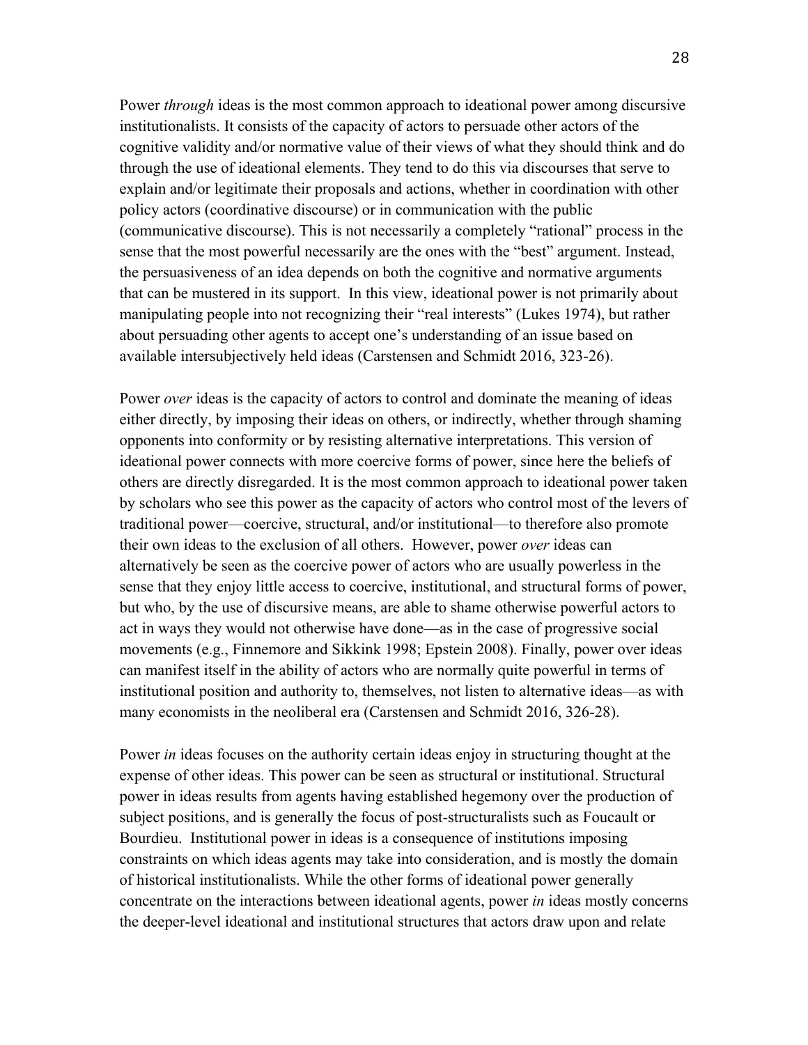Power *through* ideas is the most common approach to ideational power among discursive institutionalists. It consists of the capacity of actors to persuade other actors of the cognitive validity and/or normative value of their views of what they should think and do through the use of ideational elements. They tend to do this via discourses that serve to explain and/or legitimate their proposals and actions, whether in coordination with other policy actors (coordinative discourse) or in communication with the public (communicative discourse). This is not necessarily a completely "rational" process in the sense that the most powerful necessarily are the ones with the "best" argument. Instead, the persuasiveness of an idea depends on both the cognitive and normative arguments that can be mustered in its support. In this view, ideational power is not primarily about manipulating people into not recognizing their "real interests" (Lukes 1974), but rather about persuading other agents to accept one's understanding of an issue based on available intersubjectively held ideas (Carstensen and Schmidt 2016, 323-26).

Power *over* ideas is the capacity of actors to control and dominate the meaning of ideas either directly, by imposing their ideas on others, or indirectly, whether through shaming opponents into conformity or by resisting alternative interpretations. This version of ideational power connects with more coercive forms of power, since here the beliefs of others are directly disregarded. It is the most common approach to ideational power taken by scholars who see this power as the capacity of actors who control most of the levers of traditional power—coercive, structural, and/or institutional—to therefore also promote their own ideas to the exclusion of all others. However, power *over* ideas can alternatively be seen as the coercive power of actors who are usually powerless in the sense that they enjoy little access to coercive, institutional, and structural forms of power, but who, by the use of discursive means, are able to shame otherwise powerful actors to act in ways they would not otherwise have done—as in the case of progressive social movements (e.g., Finnemore and Sikkink 1998; Epstein 2008). Finally, power over ideas can manifest itself in the ability of actors who are normally quite powerful in terms of institutional position and authority to, themselves, not listen to alternative ideas—as with many economists in the neoliberal era (Carstensen and Schmidt 2016, 326-28).

Power *in* ideas focuses on the authority certain ideas enjoy in structuring thought at the expense of other ideas. This power can be seen as structural or institutional. Structural power in ideas results from agents having established hegemony over the production of subject positions, and is generally the focus of post-structuralists such as Foucault or Bourdieu. Institutional power in ideas is a consequence of institutions imposing constraints on which ideas agents may take into consideration, and is mostly the domain of historical institutionalists. While the other forms of ideational power generally concentrate on the interactions between ideational agents, power *in* ideas mostly concerns the deeper-level ideational and institutional structures that actors draw upon and relate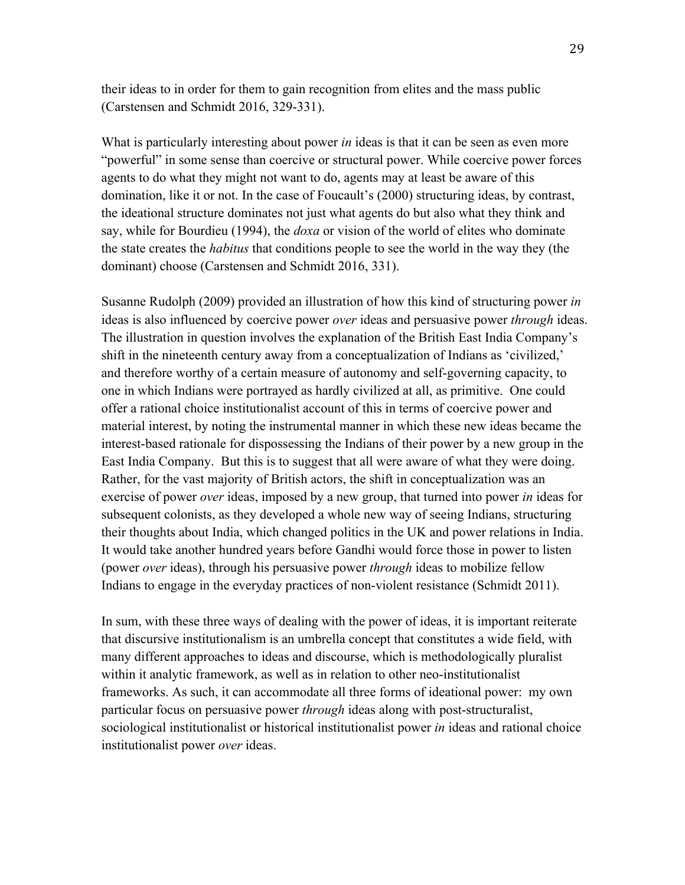their ideas to in order for them to gain recognition from elites and the mass public (Carstensen and Schmidt 2016, 329-331).

What is particularly interesting about power *in* ideas is that it can be seen as even more "powerful" in some sense than coercive or structural power. While coercive power forces agents to do what they might not want to do, agents may at least be aware of this domination, like it or not. In the case of Foucault's (2000) structuring ideas, by contrast, the ideational structure dominates not just what agents do but also what they think and say, while for Bourdieu (1994), the *doxa* or vision of the world of elites who dominate the state creates the *habitus* that conditions people to see the world in the way they (the dominant) choose (Carstensen and Schmidt 2016, 331).

Susanne Rudolph (2009) provided an illustration of how this kind of structuring power *in* ideas is also influenced by coercive power *over* ideas and persuasive power *through* ideas. The illustration in question involves the explanation of the British East India Company's shift in the nineteenth century away from a conceptualization of Indians as 'civilized,' and therefore worthy of a certain measure of autonomy and self-governing capacity, to one in which Indians were portrayed as hardly civilized at all, as primitive. One could offer a rational choice institutionalist account of this in terms of coercive power and material interest, by noting the instrumental manner in which these new ideas became the interest-based rationale for dispossessing the Indians of their power by a new group in the East India Company. But this is to suggest that all were aware of what they were doing. Rather, for the vast majority of British actors, the shift in conceptualization was an exercise of power *over* ideas, imposed by a new group, that turned into power *in* ideas for subsequent colonists, as they developed a whole new way of seeing Indians, structuring their thoughts about India, which changed politics in the UK and power relations in India. It would take another hundred years before Gandhi would force those in power to listen (power *over* ideas), through his persuasive power *through* ideas to mobilize fellow Indians to engage in the everyday practices of non-violent resistance (Schmidt 2011).

In sum, with these three ways of dealing with the power of ideas, it is important reiterate that discursive institutionalism is an umbrella concept that constitutes a wide field, with many different approaches to ideas and discourse, which is methodologically pluralist within it analytic framework, as well as in relation to other neo-institutionalist frameworks. As such, it can accommodate all three forms of ideational power: my own particular focus on persuasive power *through* ideas along with post-structuralist, sociological institutionalist or historical institutionalist power *in* ideas and rational choice institutionalist power *over* ideas.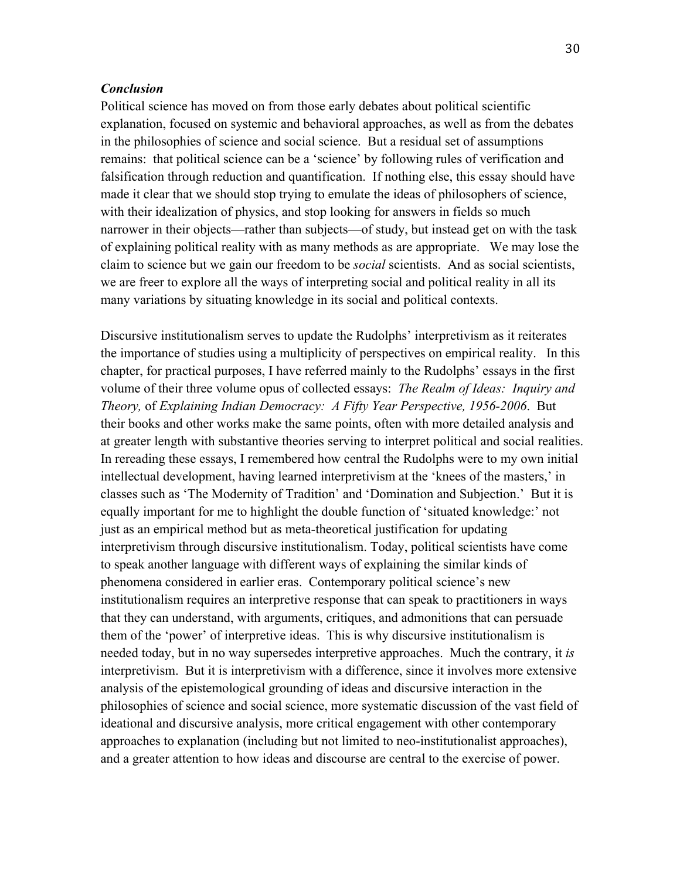### *Conclusion*

Political science has moved on from those early debates about political scientific explanation, focused on systemic and behavioral approaches, as well as from the debates in the philosophies of science and social science. But a residual set of assumptions remains: that political science can be a 'science' by following rules of verification and falsification through reduction and quantification. If nothing else, this essay should have made it clear that we should stop trying to emulate the ideas of philosophers of science, with their idealization of physics, and stop looking for answers in fields so much narrower in their objects—rather than subjects—of study, but instead get on with the task of explaining political reality with as many methods as are appropriate. We may lose the claim to science but we gain our freedom to be *social* scientists. And as social scientists, we are freer to explore all the ways of interpreting social and political reality in all its many variations by situating knowledge in its social and political contexts.

Discursive institutionalism serves to update the Rudolphs' interpretivism as it reiterates the importance of studies using a multiplicity of perspectives on empirical reality. In this chapter, for practical purposes, I have referred mainly to the Rudolphs' essays in the first volume of their three volume opus of collected essays: *The Realm of Ideas: Inquiry and Theory,* of *Explaining Indian Democracy: A Fifty Year Perspective, 1956-2006*. But their books and other works make the same points, often with more detailed analysis and at greater length with substantive theories serving to interpret political and social realities. In rereading these essays, I remembered how central the Rudolphs were to my own initial intellectual development, having learned interpretivism at the 'knees of the masters,' in classes such as 'The Modernity of Tradition' and 'Domination and Subjection.' But it is equally important for me to highlight the double function of 'situated knowledge:' not just as an empirical method but as meta-theoretical justification for updating interpretivism through discursive institutionalism. Today, political scientists have come to speak another language with different ways of explaining the similar kinds of phenomena considered in earlier eras. Contemporary political science's new institutionalism requires an interpretive response that can speak to practitioners in ways that they can understand, with arguments, critiques, and admonitions that can persuade them of the 'power' of interpretive ideas. This is why discursive institutionalism is needed today, but in no way supersedes interpretive approaches. Much the contrary, it *is* interpretivism. But it is interpretivism with a difference, since it involves more extensive analysis of the epistemological grounding of ideas and discursive interaction in the philosophies of science and social science, more systematic discussion of the vast field of ideational and discursive analysis, more critical engagement with other contemporary approaches to explanation (including but not limited to neo-institutionalist approaches), and a greater attention to how ideas and discourse are central to the exercise of power.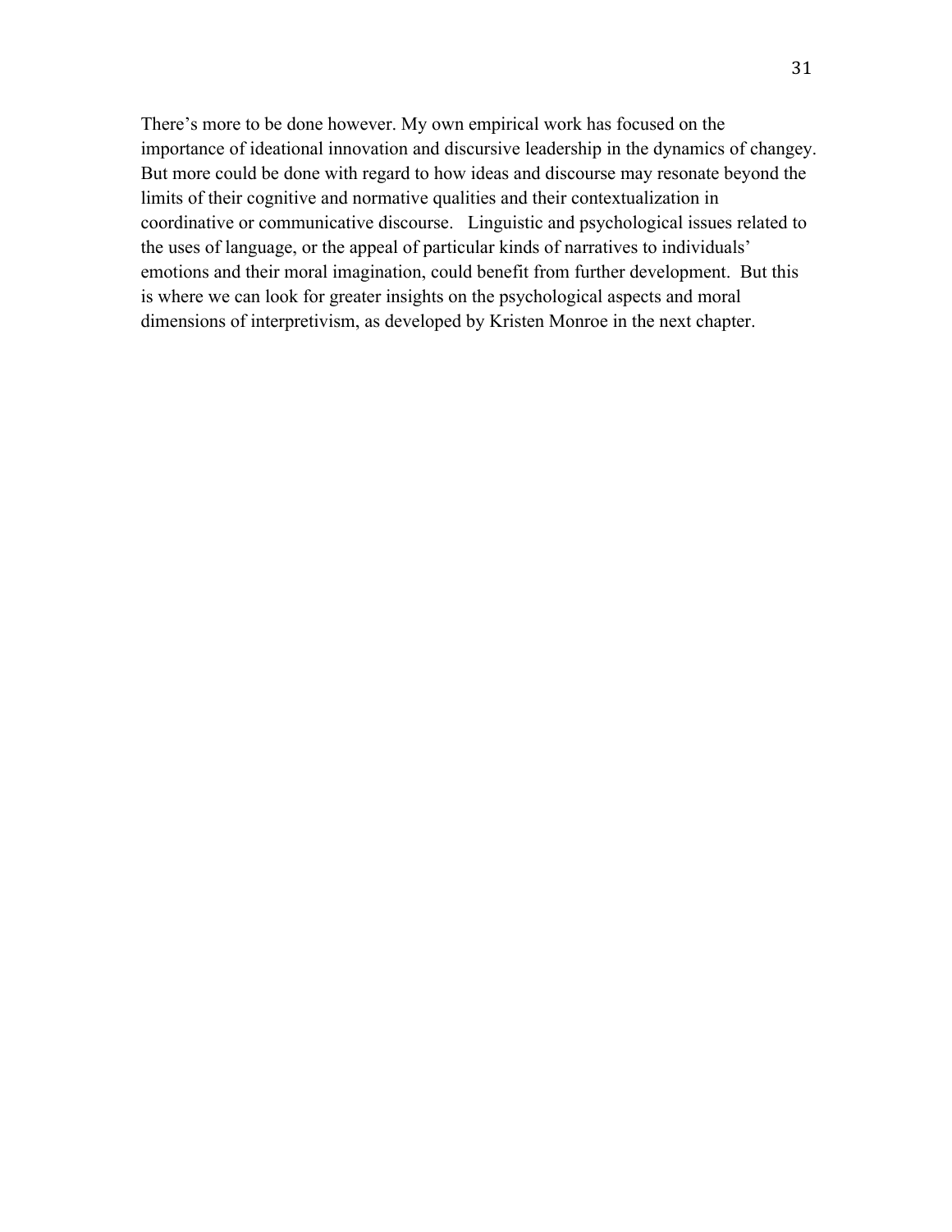There's more to be done however. My own empirical work has focused on the importance of ideational innovation and discursive leadership in the dynamics of changey. But more could be done with regard to how ideas and discourse may resonate beyond the limits of their cognitive and normative qualities and their contextualization in coordinative or communicative discourse. Linguistic and psychological issues related to the uses of language, or the appeal of particular kinds of narratives to individuals' emotions and their moral imagination, could benefit from further development. But this is where we can look for greater insights on the psychological aspects and moral dimensions of interpretivism, as developed by Kristen Monroe in the next chapter.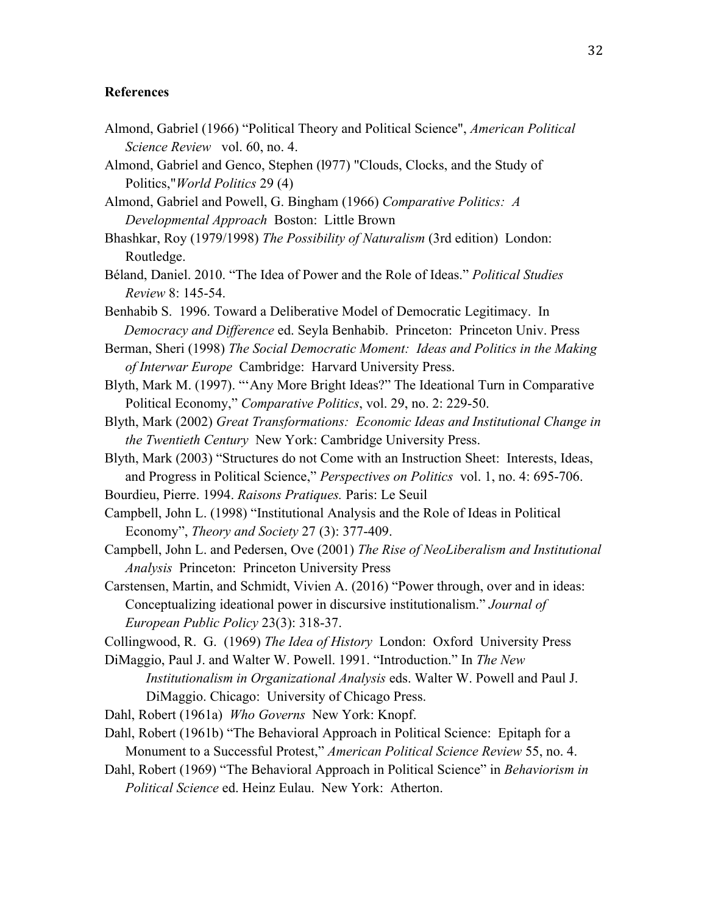## References

Almond, Gabriel (1966) "Political Theory and Political Science", *American Political Science Review* vol. 60, no. 4.

Almond, Gabriel and Genco, Stephen (l977) "Clouds, Clocks, and the Study of Politics,"*World Politics* 29 (4)

Almond, Gabriel and Powell, G. Bingham (1966) *Comparative Politics: A Developmental Approach* Boston: Little Brown

Bhashkar, Roy (1979/1998) *The Possibility of Naturalism* (3rd edition) London: Routledge.

Béland, Daniel. 2010. "The Idea of Power and the Role of Ideas." *Political Studies Review* 8: 145-54.

Benhabib S. 1996. Toward a Deliberative Model of Democratic Legitimacy. In *Democracy and Difference* ed. Seyla Benhabib. Princeton: Princeton Univ. Press

Berman, Sheri (1998) *The Social Democratic Moment: Ideas and Politics in the Making of Interwar Europe* Cambridge: Harvard University Press.

Blyth, Mark M. (1997). "'Any More Bright Ideas?" The Ideational Turn in Comparative Political Economy," *Comparative Politics*, vol. 29, no. 2: 229-50.

Blyth, Mark (2002) *Great Transformations: Economic Ideas and Institutional Change in the Twentieth Century* New York: Cambridge University Press.

Blyth, Mark (2003) "Structures do not Come with an Instruction Sheet: Interests, Ideas, and Progress in Political Science," *Perspectives on Politics* vol. 1, no. 4: 695-706.

Bourdieu, Pierre. 1994. *Raisons Pratiques.* Paris: Le Seuil

Campbell, John L. (1998) "Institutional Analysis and the Role of Ideas in Political Economy", *Theory and Society* 27 (3): 377-409.

Campbell, John L. and Pedersen, Ove (2001) *The Rise of NeoLiberalism and Institutional Analysis* Princeton: Princeton University Press

Carstensen, Martin, and Schmidt, Vivien A. (2016) "Power through, over and in ideas: Conceptualizing ideational power in discursive institutionalism." *Journal of European Public Policy* 23(3): 318-37.

Collingwood, R. G. (1969) *The Idea of History* London: Oxford University Press

DiMaggio, Paul J. and Walter W. Powell. 1991. "Introduction." In *The New Institutionalism in Organizational Analysis* eds. Walter W. Powell and Paul J. DiMaggio. Chicago: University of Chicago Press.

Dahl, Robert (1961a) *Who Governs* New York: Knopf.

Dahl, Robert (1961b) "The Behavioral Approach in Political Science: Epitaph for a Monument to a Successful Protest," *American Political Science Review* 55, no. 4.

Dahl, Robert (1969) "The Behavioral Approach in Political Science" in *Behaviorism in Political Science* ed. Heinz Eulau. New York: Atherton.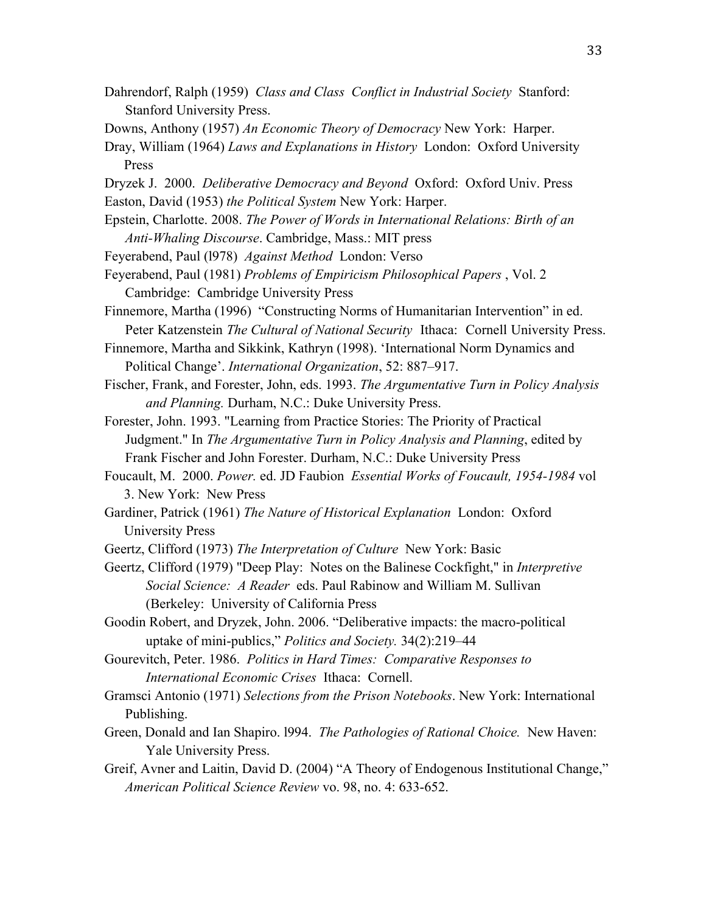Dahrendorf, Ralph (1959) *Class and Class Conflict in Industrial Society* Stanford: Stanford University Press.

Downs, Anthony (1957) *An Economic Theory of Democracy* New York: Harper.

Dray, William (1964) *Laws and Explanations in History* London: Oxford University Press

Dryzek J. 2000. *Deliberative Democracy and Beyond* Oxford: Oxford Univ. Press

Easton, David (1953) *the Political System* New York: Harper.

Epstein, Charlotte. 2008. *The Power of Words in International Relations: Birth of an Anti-Whaling Discourse*. Cambridge, Mass.: MIT press

Feyerabend, Paul (l978) *Against Method* London: Verso

Feyerabend, Paul (1981) *Problems of Empiricism Philosophical Papers* , Vol. 2 Cambridge: Cambridge University Press

Finnemore, Martha (1996) "Constructing Norms of Humanitarian Intervention" in ed. Peter Katzenstein *The Cultural of National Security* Ithaca: Cornell University Press.

Finnemore, Martha and Sikkink, Kathryn (1998). 'International Norm Dynamics and Political Change'. *International Organization*, 52: 887–917.

Fischer, Frank, and Forester, John, eds. 1993. *The Argumentative Turn in Policy Analysis and Planning.* Durham, N.C.: Duke University Press.

Forester, John. 1993. "Learning from Practice Stories: The Priority of Practical Judgment." In *The Argumentative Turn in Policy Analysis and Planning*, edited by Frank Fischer and John Forester. Durham, N.C.: Duke University Press

Foucault, M. 2000. *Power.* ed. JD Faubion *Essential Works of Foucault, 1954-1984* vol 3. New York: New Press

Gardiner, Patrick (1961) *The Nature of Historical Explanation* London: Oxford University Press

Geertz, Clifford (1973) *The Interpretation of Culture* New York: Basic

Geertz, Clifford (1979) "Deep Play: Notes on the Balinese Cockfight," in *Interpretive Social Science: A Reader* eds. Paul Rabinow and William M. Sullivan (Berkeley: University of California Press

Goodin Robert, and Dryzek, John. 2006. "Deliberative impacts: the macro-political uptake of mini-publics," *Politics and Society.* 34(2):219–44

Gourevitch, Peter. 1986. *Politics in Hard Times: Comparative Responses to International Economic Crises* Ithaca: Cornell.

Gramsci Antonio (1971) *Selections from the Prison Notebooks*. New York: International Publishing.

Green, Donald and Ian Shapiro. l994. *The Pathologies of Rational Choice.* New Haven: Yale University Press.

Greif, Avner and Laitin, David D. (2004) "A Theory of Endogenous Institutional Change," *American Political Science Review* vo. 98, no. 4: 633-652.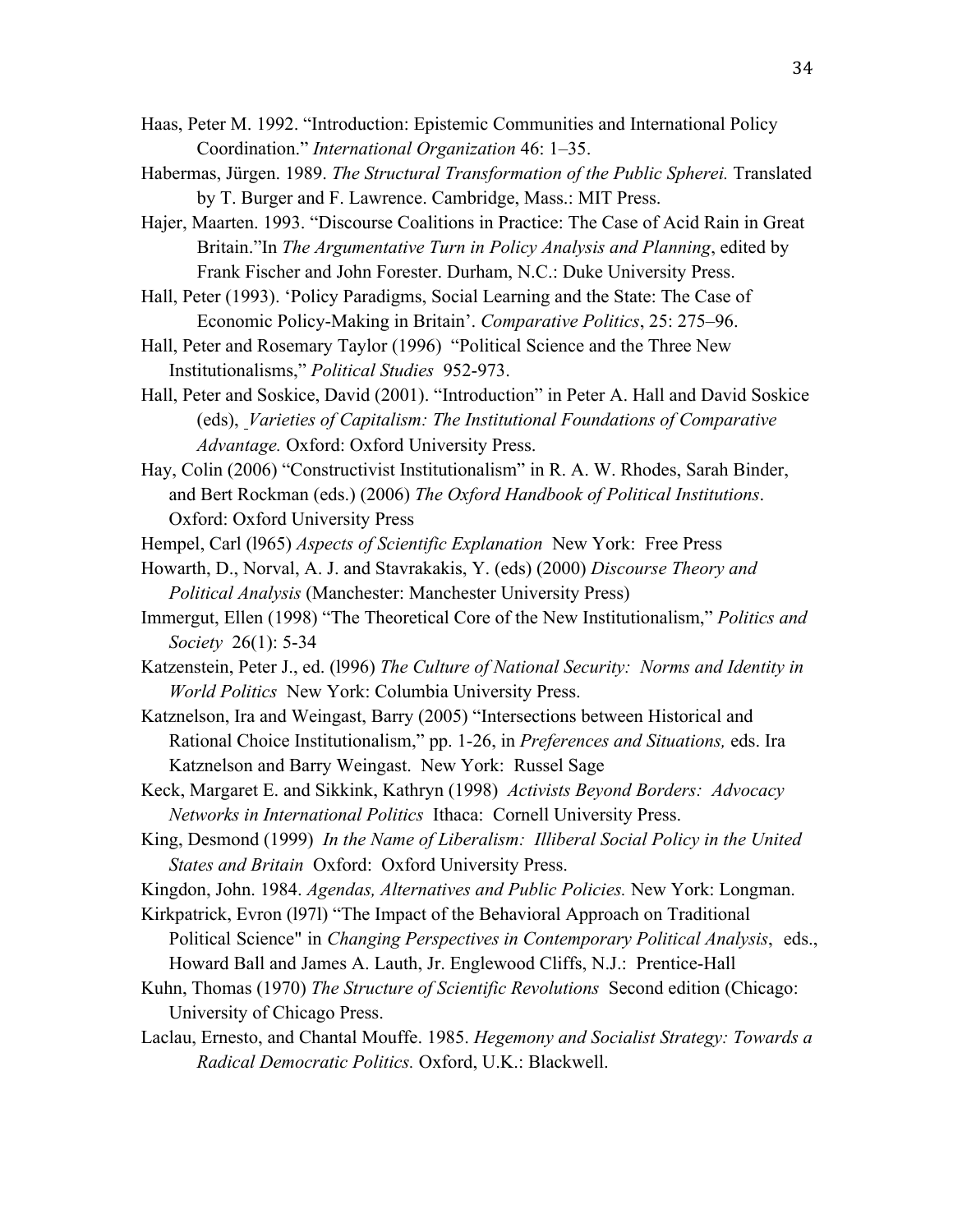Haas, Peter M. 1992. "Introduction: Epistemic Communities and International Policy Coordination." *International Organization* 46: 1–35.

Habermas, Jürgen. 1989. *The Structural Transformation of the Public Spherei.* Translated by T. Burger and F. Lawrence. Cambridge, Mass.: MIT Press.

Hajer, Maarten. 1993. "Discourse Coalitions in Practice: The Case of Acid Rain in Great Britain."In *The Argumentative Turn in Policy Analysis and Planning*, edited by Frank Fischer and John Forester. Durham, N.C.: Duke University Press.

Hall, Peter (1993). 'Policy Paradigms, Social Learning and the State: The Case of Economic Policy-Making in Britain'. *Comparative Politics*, 25: 275–96.

Hall, Peter and Rosemary Taylor (1996) "Political Science and the Three New Institutionalisms," *Political Studies* 952-973.

Hall, Peter and Soskice, David (2001). "Introduction" in Peter A. Hall and David Soskice (eds), *Varieties of Capitalism: The Institutional Foundations of Comparative Advantage.* Oxford: Oxford University Press.

Hay, Colin (2006) "Constructivist Institutionalism" in R. A. W. Rhodes, Sarah Binder, and Bert Rockman (eds.) (2006) *The Oxford Handbook of Political Institutions*. Oxford: Oxford University Press

Hempel, Carl (l965) *Aspects of Scientific Explanation* New York: Free Press

Howarth, D., Norval, A. J. and Stavrakakis, Y. (eds) (2000) *Discourse Theory and Political Analysis* (Manchester: Manchester University Press)

Immergut, Ellen (1998) "The Theoretical Core of the New Institutionalism," *Politics and Society* 26(1): 5-34

Katzenstein, Peter J., ed. (l996) *The Culture of National Security: Norms and Identity in World Politics* New York: Columbia University Press.

Katznelson, Ira and Weingast, Barry (2005) "Intersections between Historical and Rational Choice Institutionalism," pp. 1-26, in *Preferences and Situations,* eds. Ira Katznelson and Barry Weingast. New York: Russel Sage

Keck, Margaret E. and Sikkink, Kathryn (1998) *Activists Beyond Borders: Advocacy Networks in International Politics* Ithaca: Cornell University Press.

King, Desmond (1999) *In the Name of Liberalism: Illiberal Social Policy in the United States and Britain* Oxford: Oxford University Press.

Kingdon, John. 1984. *Agendas, Alternatives and Public Policies.* New York: Longman.

Kirkpatrick, Evron (l97l) "The Impact of the Behavioral Approach on Traditional Political Science" in *Changing Perspectives in Contemporary Political Analysis*, eds., Howard Ball and James A. Lauth, Jr. Englewood Cliffs, N.J.: Prentice-Hall

Kuhn, Thomas (1970) *The Structure of Scientific Revolutions* Second edition (Chicago: University of Chicago Press.

Laclau, Ernesto, and Chantal Mouffe. 1985. *Hegemony and Socialist Strategy: Towards a Radical Democratic Politics.* Oxford, U.K.: Blackwell.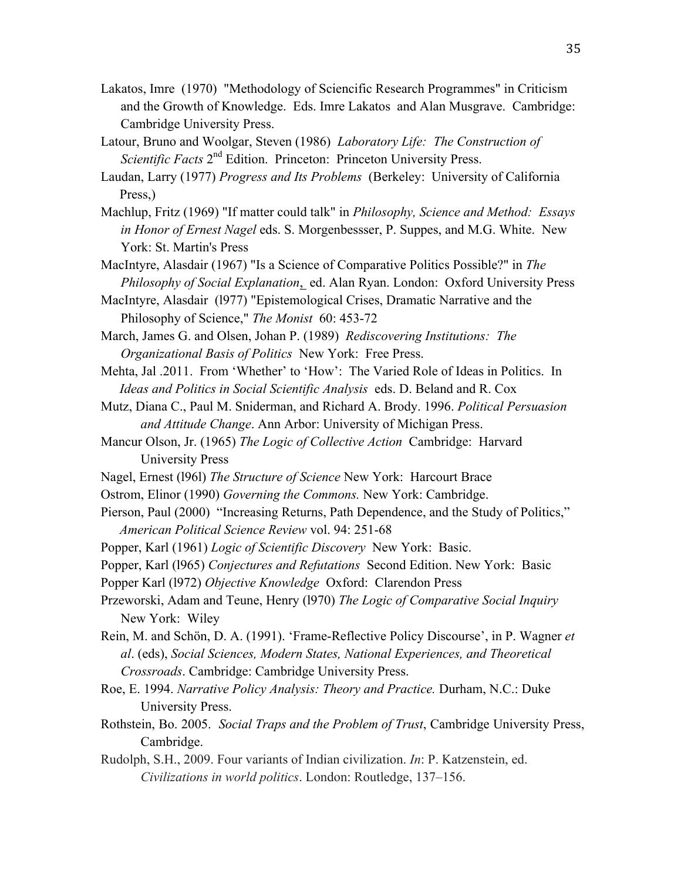Lakatos, Imre (1970) "Methodology of Sciencific Research Programmes" in Criticism and the Growth of Knowledge. Eds. Imre Lakatos and Alan Musgrave. Cambridge: Cambridge University Press.

Latour, Bruno and Woolgar, Steven (1986) *Laboratory Life: The Construction of Scientific Facts* 2nd Edition. Princeton: Princeton University Press.

Laudan, Larry (1977) *Progress and Its Problems* (Berkeley: University of California Press,)

Machlup, Fritz (1969) "If matter could talk" in *Philosophy, Science and Method: Essays in Honor of Ernest Nagel* eds. S. Morgenbessser, P. Suppes, and M.G. White. New York: St. Martin's Press

MacIntyre, Alasdair (1967) "Is a Science of Comparative Politics Possible?" in *The Philosophy of Social Explanation*, ed. Alan Ryan. London: Oxford University Press

MacIntyre, Alasdair (l977) "Epistemological Crises, Dramatic Narrative and the Philosophy of Science," *The Monist* 60: 453-72

March, James G. and Olsen, Johan P. (1989) *Rediscovering Institutions: The Organizational Basis of Politics* New York: Free Press.

Mehta, Jal .2011. From 'Whether' to 'How': The Varied Role of Ideas in Politics. In *Ideas and Politics in Social Scientific Analysis* eds. D. Beland and R. Cox

Mutz, Diana C., Paul M. Sniderman, and Richard A. Brody. 1996. *Political Persuasion and Attitude Change*. Ann Arbor: University of Michigan Press.

Mancur Olson, Jr. (1965) *The Logic of Collective Action* Cambridge: Harvard University Press

Nagel, Ernest (l96l) *The Structure of Science* New York: Harcourt Brace

Ostrom, Elinor (1990) *Governing the Commons.* New York: Cambridge.

Pierson, Paul (2000) "Increasing Returns, Path Dependence, and the Study of Politics," *American Political Science Review* vol. 94: 251-68

Popper, Karl (1961) *Logic of Scientific Discovery* New York: Basic.

Popper, Karl (l965) *Conjectures and Refutations* Second Edition. New York: Basic

Popper Karl (l972) *Objective Knowledge* Oxford: Clarendon Press

Przeworski, Adam and Teune, Henry (l970) *The Logic of Comparative Social Inquiry* New York: Wiley

Rein, M. and Schön, D. A. (1991). 'Frame-Reflective Policy Discourse', in P. Wagner *et al*. (eds), *Social Sciences, Modern States, National Experiences, and Theoretical Crossroads*. Cambridge: Cambridge University Press.

Roe, E. 1994. *Narrative Policy Analysis: Theory and Practice.* Durham, N.C.: Duke University Press.

Rothstein, Bo. 2005. *Social Traps and the Problem of Trust*, Cambridge University Press, Cambridge.

Rudolph, S.H., 2009. Four variants of Indian civilization. *In*: P. Katzenstein, ed. *Civilizations in world politics*. London: Routledge, 137–156.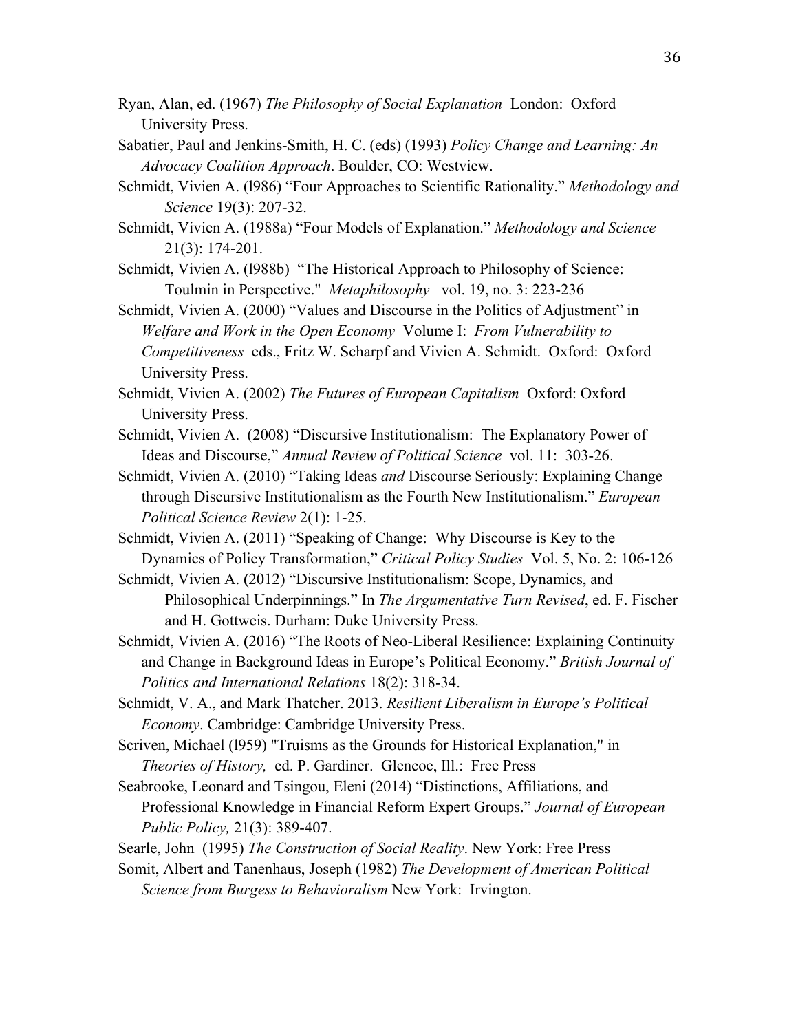Ryan, Alan, ed. (1967) *The Philosophy of Social Explanation* London: Oxford University Press.

Sabatier, Paul and Jenkins-Smith, H. C. (eds) (1993) *Policy Change and Learning: An Advocacy Coalition Approach*. Boulder, CO: Westview.

Schmidt, Vivien A. (l986) "Four Approaches to Scientific Rationality." *Methodology and Science* 19(3): 207-32.

Schmidt, Vivien A. (1988a) "Four Models of Explanation." *Methodology and Science* 21(3): 174-201.

Schmidt, Vivien A. (l988b) "The Historical Approach to Philosophy of Science: Toulmin in Perspective." *Metaphilosophy* vol. 19, no. 3: 223-236

Schmidt, Vivien A. (2000) "Values and Discourse in the Politics of Adjustment" in *Welfare and Work in the Open Economy* Volume I: *From Vulnerability to Competitiveness* eds., Fritz W. Scharpf and Vivien A. Schmidt. Oxford: Oxford University Press.

Schmidt, Vivien A. (2002) *The Futures of European Capitalism* Oxford: Oxford University Press.

Schmidt, Vivien A. (2008) "Discursive Institutionalism: The Explanatory Power of Ideas and Discourse," *Annual Review of Political Science* vol. 11: 303-26.

Schmidt, Vivien A. (2010) "Taking Ideas *and* Discourse Seriously: Explaining Change through Discursive Institutionalism as the Fourth New Institutionalism." *European Political Science Review* 2(1): 1-25.

Schmidt, Vivien A. (2011) "Speaking of Change: Why Discourse is Key to the Dynamics of Policy Transformation," *Critical Policy Studies* Vol. 5, No. 2: 106-126

Schmidt, Vivien A. **(**2012) "Discursive Institutionalism: Scope, Dynamics, and Philosophical Underpinnings." In *The Argumentative Turn Revised*, ed. F. Fischer and H. Gottweis. Durham: Duke University Press.

Schmidt, Vivien A. **(**2016) "The Roots of Neo-Liberal Resilience: Explaining Continuity and Change in Background Ideas in Europe's Political Economy." *British Journal of Politics and International Relations* 18(2): 318-34.

Schmidt, V. A., and Mark Thatcher. 2013. *Resilient Liberalism in Europe's Political Economy*. Cambridge: Cambridge University Press.

Scriven, Michael (l959) "Truisms as the Grounds for Historical Explanation," in *Theories of History,* ed. P. Gardiner. Glencoe, Ill.: Free Press

Seabrooke, Leonard and Tsingou, Eleni (2014) "Distinctions, Affiliations, and Professional Knowledge in Financial Reform Expert Groups." *Journal of European Public Policy,* 21(3): 389-407.

Searle, John (1995) *The Construction of Social Reality*. New York: Free Press

Somit, Albert and Tanenhaus, Joseph (1982) *The Development of American Political Science from Burgess to Behavioralism* New York: Irvington.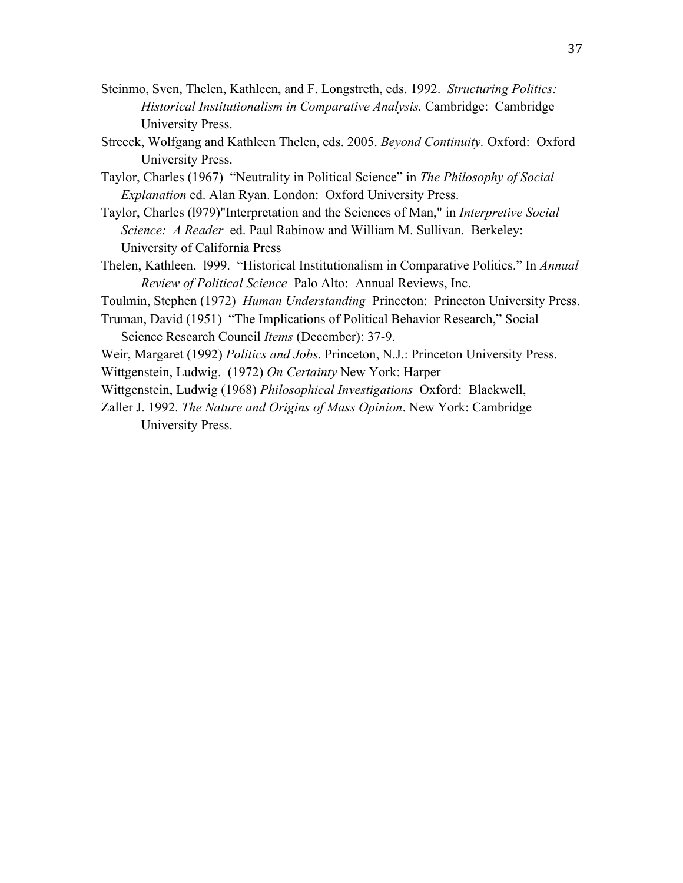Steinmo, Sven, Thelen, Kathleen, and F. Longstreth, eds. 1992. *Structuring Politics: Historical Institutionalism in Comparative Analysis.* Cambridge: Cambridge University Press.

Streeck, Wolfgang and Kathleen Thelen, eds. 2005. *Beyond Continuity.* Oxford: Oxford University Press.

Taylor, Charles (1967) "Neutrality in Political Science" in *The Philosophy of Social Explanation* ed. Alan Ryan. London: Oxford University Press.

Taylor, Charles (l979)"Interpretation and the Sciences of Man," in *Interpretive Social Science: A Reader* ed. Paul Rabinow and William M. Sullivan. Berkeley: University of California Press

Thelen, Kathleen. l999. "Historical Institutionalism in Comparative Politics." In *Annual Review of Political Science* Palo Alto: Annual Reviews, Inc.

Toulmin, Stephen (1972) *Human Understanding* Princeton: Princeton University Press.

Truman, David (1951) "The Implications of Political Behavior Research," Social Science Research Council *Items* (December): 37-9.

Weir, Margaret (1992) *Politics and Jobs*. Princeton, N.J.: Princeton University Press.

Wittgenstein, Ludwig. (1972) *On Certainty* New York: Harper

Wittgenstein, Ludwig (1968) *Philosophical Investigations* Oxford: Blackwell,

Zaller J. 1992. *The Nature and Origins of Mass Opinion*. New York: Cambridge University Press.